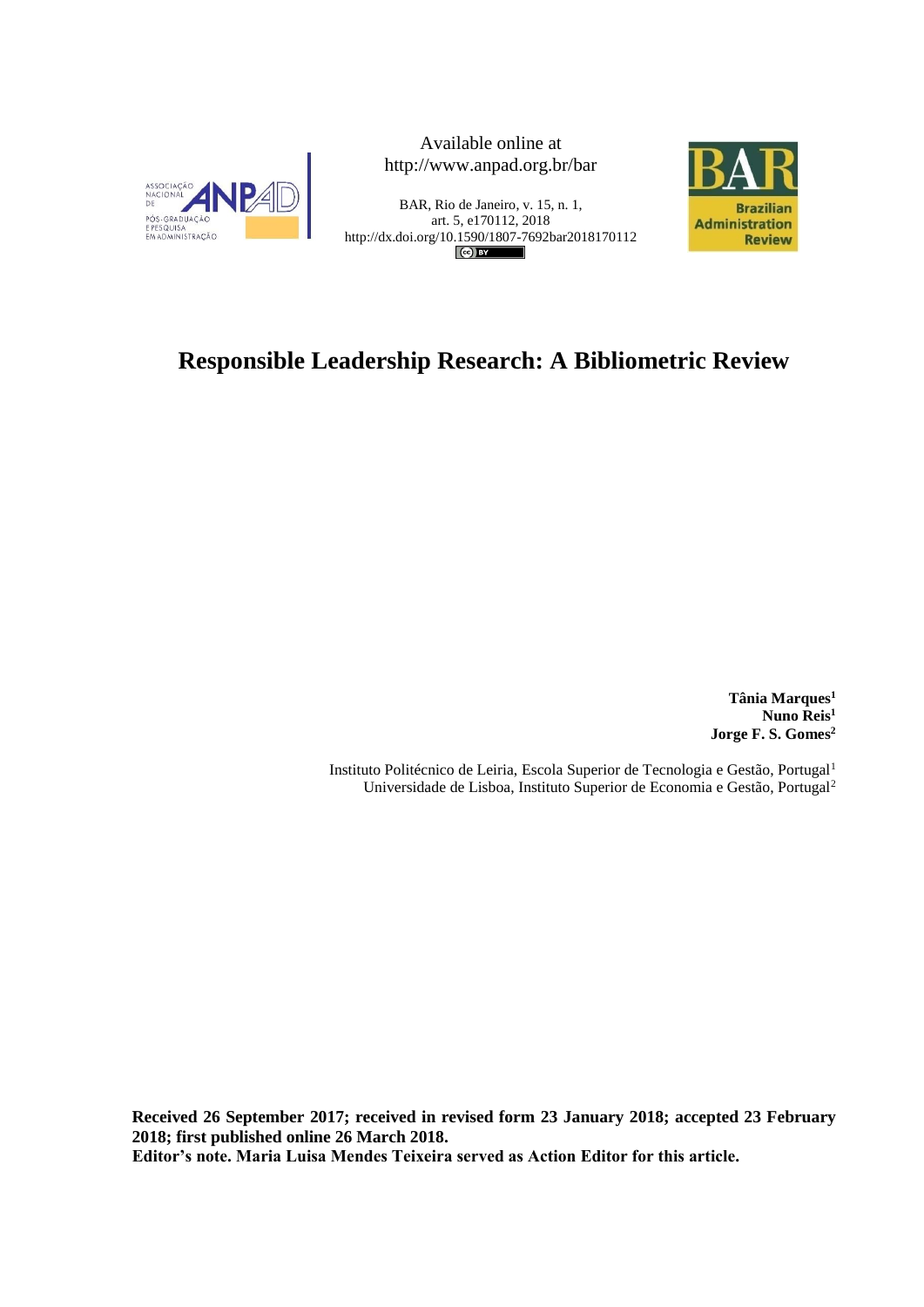Available online at
http://www.anpad.org.br/bar

BAR, Rio de Janeiro, v. 15, n. 1,
art. 5, e170112, 2018
http://dx.doi.org/10.1590/1807-7692bar2018170112

# Responsible Leadership Research: A Bibliometric Review

**Tânia Marques[1]**
**Nuno Reis[1]**
**Jorge F. S. Gomes[2]**

Instituto Politécnico de Leiria, Escola Superior de Tecnologia e Gestão, Portugal[1]
Universidade de Lisboa, Instituto Superior de Economia e Gestão, Portugal[2]

**Received 26 September 2017; received in revised form 23 January 2018; accepted 23 February 2018; first published online 26 March 2018.**
**Editor's note. Maria Luisa Mendes Teixeira served as Action Editor for this article.**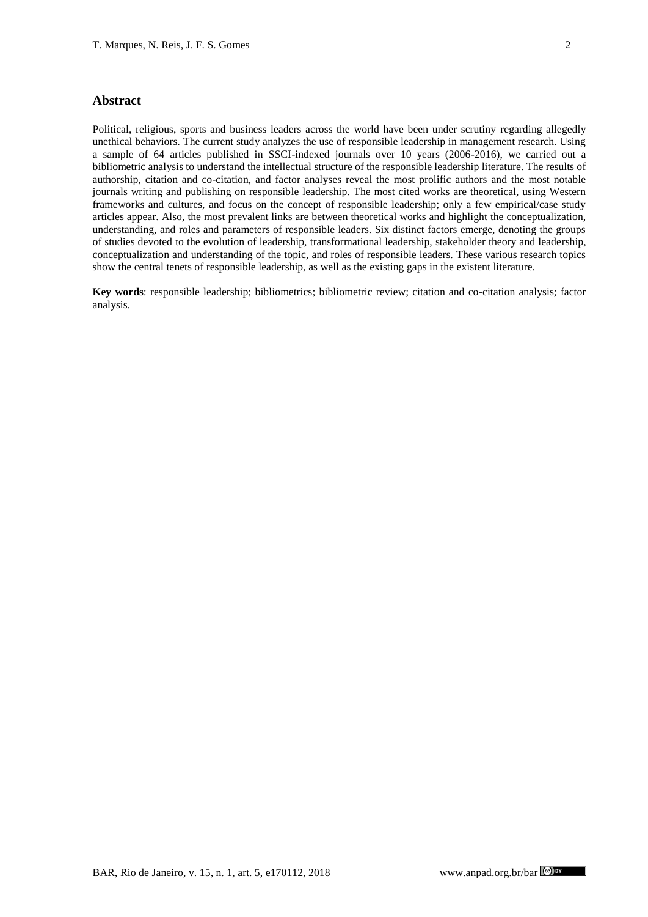## Abstract

Political, religious, sports and business leaders across the world have been under scrutiny regarding allegedly unethical behaviors. The current study analyzes the use of responsible leadership in management research. Using a sample of 64 articles published in SSCI-indexed journals over 10 years (2006-2016), we carried out a bibliometric analysis to understand the intellectual structure of the responsible leadership literature. The results of authorship, citation and co-citation, and factor analyses reveal the most prolific authors and the most notable journals writing and publishing on responsible leadership. The most cited works are theoretical, using Western frameworks and cultures, and focus on the concept of responsible leadership; only a few empirical/case study articles appear. Also, the most prevalent links are between theoretical works and highlight the conceptualization, understanding, and roles and parameters of responsible leaders. Six distinct factors emerge, denoting the groups of studies devoted to the evolution of leadership, transformational leadership, stakeholder theory and leadership, conceptualization and understanding of the topic, and roles of responsible leaders. These various research topics show the central tenets of responsible leadership, as well as the existing gaps in the existent literature.

**Key words**: responsible leadership; bibliometrics; bibliometric review; citation and co-citation analysis; factor analysis.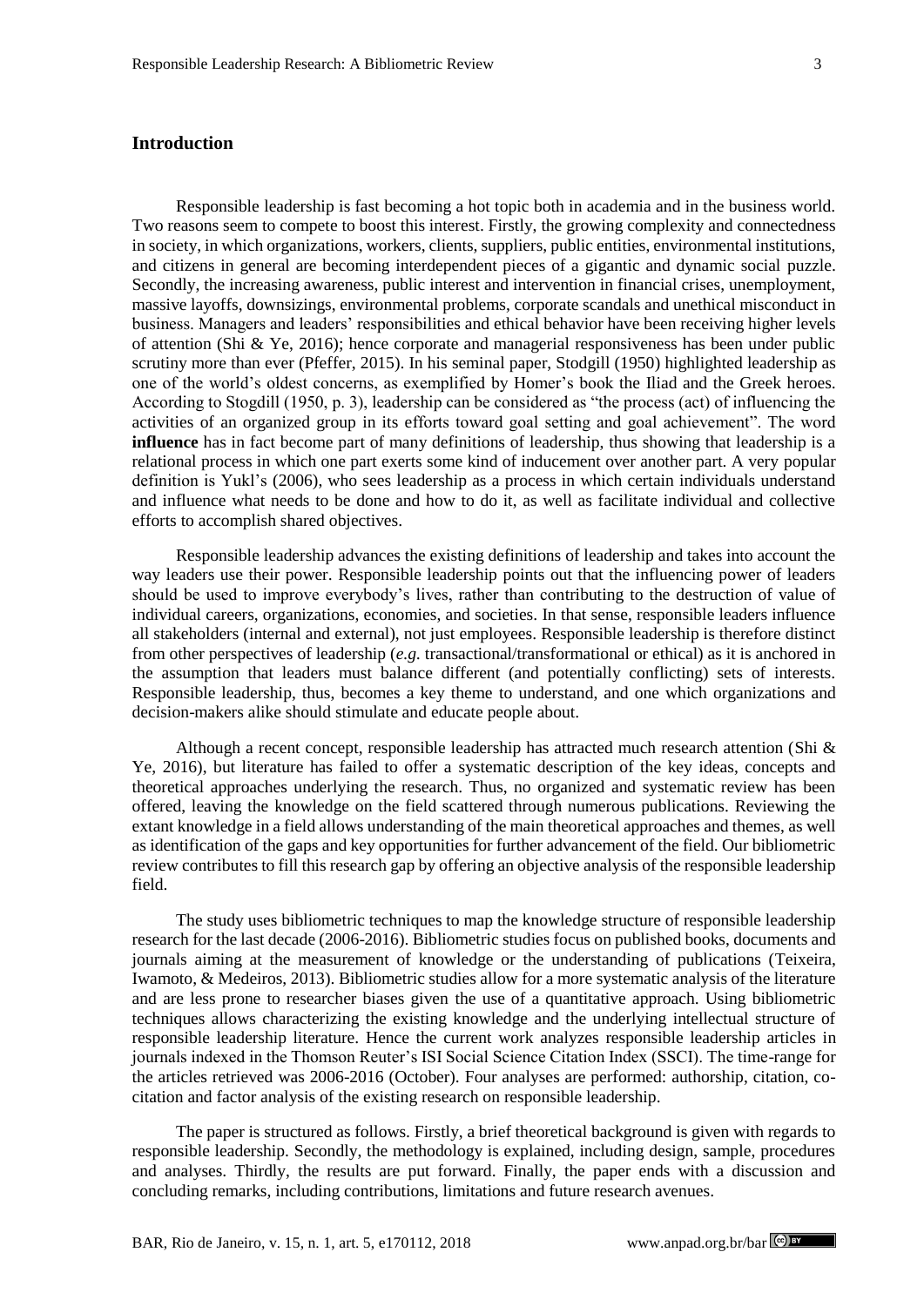## Introduction

Responsible leadership is fast becoming a hot topic both in academia and in the business world. Two reasons seem to compete to boost this interest. Firstly, the growing complexity and connectedness in society, in which organizations, workers, clients, suppliers, public entities, environmental institutions, and citizens in general are becoming interdependent pieces of a gigantic and dynamic social puzzle. Secondly, the increasing awareness, public interest and intervention in financial crises, unemployment, massive layoffs, downsizings, environmental problems, corporate scandals and unethical misconduct in business. Managers and leaders' responsibilities and ethical behavior have been receiving higher levels of attention (Shi & Ye, 2016); hence corporate and managerial responsiveness has been under public scrutiny more than ever (Pfeffer, 2015). In his seminal paper, Stodgill (1950) highlighted leadership as one of the world's oldest concerns, as exemplified by Homer's book the Iliad and the Greek heroes. According to Stogdill (1950, p. 3), leadership can be considered as "the process (act) of influencing the activities of an organized group in its efforts toward goal setting and goal achievement". The word **influence** has in fact become part of many definitions of leadership, thus showing that leadership is a relational process in which one part exerts some kind of inducement over another part. A very popular definition is Yukl's (2006), who sees leadership as a process in which certain individuals understand and influence what needs to be done and how to do it, as well as facilitate individual and collective efforts to accomplish shared objectives.

Responsible leadership advances the existing definitions of leadership and takes into account the way leaders use their power. Responsible leadership points out that the influencing power of leaders should be used to improve everybody's lives, rather than contributing to the destruction of value of individual careers, organizations, economies, and societies. In that sense, responsible leaders influence all stakeholders (internal and external), not just employees. Responsible leadership is therefore distinct from other perspectives of leadership (*e.g.* transactional/transformational or ethical) as it is anchored in the assumption that leaders must balance different (and potentially conflicting) sets of interests. Responsible leadership, thus, becomes a key theme to understand, and one which organizations and decision-makers alike should stimulate and educate people about.

Although a recent concept, responsible leadership has attracted much research attention (Shi & Ye, 2016), but literature has failed to offer a systematic description of the key ideas, concepts and theoretical approaches underlying the research. Thus, no organized and systematic review has been offered, leaving the knowledge on the field scattered through numerous publications. Reviewing the extant knowledge in a field allows understanding of the main theoretical approaches and themes, as well as identification of the gaps and key opportunities for further advancement of the field. Our bibliometric review contributes to fill this research gap by offering an objective analysis of the responsible leadership field.

The study uses bibliometric techniques to map the knowledge structure of responsible leadership research for the last decade (2006-2016). Bibliometric studies focus on published books, documents and journals aiming at the measurement of knowledge or the understanding of publications (Teixeira, Iwamoto, & Medeiros, 2013). Bibliometric studies allow for a more systematic analysis of the literature and are less prone to researcher biases given the use of a quantitative approach. Using bibliometric techniques allows characterizing the existing knowledge and the underlying intellectual structure of responsible leadership literature. Hence the current work analyzes responsible leadership articles in journals indexed in the Thomson Reuter's ISI Social Science Citation Index (SSCI). The time-range for the articles retrieved was 2006-2016 (October). Four analyses are performed: authorship, citation, co-citation and factor analysis of the existing research on responsible leadership.

The paper is structured as follows. Firstly, a brief theoretical background is given with regards to responsible leadership. Secondly, the methodology is explained, including design, sample, procedures and analyses. Thirdly, the results are put forward. Finally, the paper ends with a discussion and concluding remarks, including contributions, limitations and future research avenues.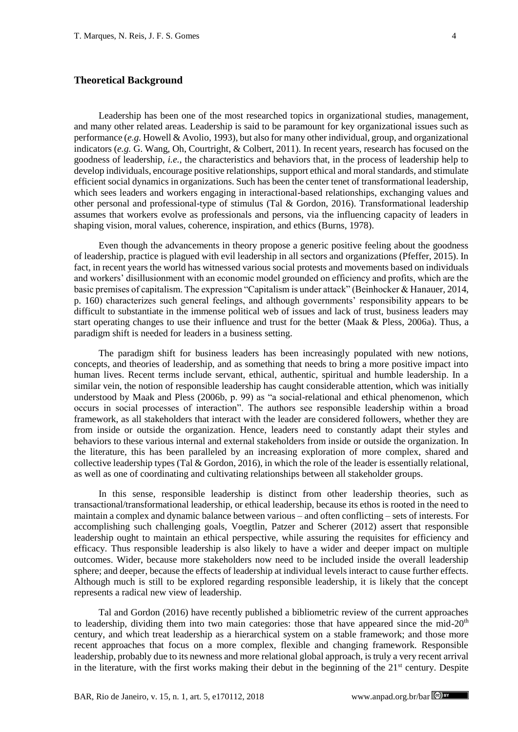## Theoretical Background

Leadership has been one of the most researched topics in organizational studies, management, and many other related areas. Leadership is said to be paramount for key organizational issues such as performance (*e.g.* Howell & Avolio, 1993), but also for many other individual, group, and organizational indicators (*e.g.* G. Wang, Oh, Courtright, & Colbert, 2011). In recent years, research has focused on the goodness of leadership, *i.e.*, the characteristics and behaviors that, in the process of leadership help to develop individuals, encourage positive relationships, support ethical and moral standards, and stimulate efficient social dynamics in organizations. Such has been the center tenet of transformational leadership, which sees leaders and workers engaging in interactional-based relationships, exchanging values and other personal and professional-type of stimulus (Tal & Gordon, 2016). Transformational leadership assumes that workers evolve as professionals and persons, via the influencing capacity of leaders in shaping vision, moral values, coherence, inspiration, and ethics (Burns, 1978).

Even though the advancements in theory propose a generic positive feeling about the goodness of leadership, practice is plagued with evil leadership in all sectors and organizations (Pfeffer, 2015). In fact, in recent years the world has witnessed various social protests and movements based on individuals and workers' disillusionment with an economic model grounded on efficiency and profits, which are the basic premises of capitalism. The expression "Capitalism is under attack" (Beinhocker & Hanauer, 2014, p. 160) characterizes such general feelings, and although governments' responsibility appears to be difficult to substantiate in the immense political web of issues and lack of trust, business leaders may start operating changes to use their influence and trust for the better (Maak & Pless, 2006a). Thus, a paradigm shift is needed for leaders in a business setting.

The paradigm shift for business leaders has been increasingly populated with new notions, concepts, and theories of leadership, and as something that needs to bring a more positive impact into human lives. Recent terms include servant, ethical, authentic, spiritual and humble leadership. In a similar vein, the notion of responsible leadership has caught considerable attention, which was initially understood by Maak and Pless (2006b, p. 99) as "a social-relational and ethical phenomenon, which occurs in social processes of interaction". The authors see responsible leadership within a broad framework, as all stakeholders that interact with the leader are considered followers, whether they are from inside or outside the organization. Hence, leaders need to constantly adapt their styles and behaviors to these various internal and external stakeholders from inside or outside the organization. In the literature, this has been paralleled by an increasing exploration of more complex, shared and collective leadership types (Tal & Gordon, 2016), in which the role of the leader is essentially relational, as well as one of coordinating and cultivating relationships between all stakeholder groups.

In this sense, responsible leadership is distinct from other leadership theories, such as transactional/transformational leadership, or ethical leadership, because its ethos is rooted in the need to maintain a complex and dynamic balance between various – and often conflicting – sets of interests. For accomplishing such challenging goals, Voegtlin, Patzer and Scherer (2012) assert that responsible leadership ought to maintain an ethical perspective, while assuring the requisites for efficiency and efficacy. Thus responsible leadership is also likely to have a wider and deeper impact on multiple outcomes. Wider, because more stakeholders now need to be included inside the overall leadership sphere; and deeper, because the effects of leadership at individual levels interact to cause further effects. Although much is still to be explored regarding responsible leadership, it is likely that the concept represents a radical new view of leadership.

Tal and Gordon (2016) have recently published a bibliometric review of the current approaches to leadership, dividing them into two main categories: those that have appeared since the mid-20th century, and which treat leadership as a hierarchical system on a stable framework; and those more recent approaches that focus on a more complex, flexible and changing framework. Responsible leadership, probably due to its newness and more relational global approach, is truly a very recent arrival in the literature, with the first works making their debut in the beginning of the 21st century. Despite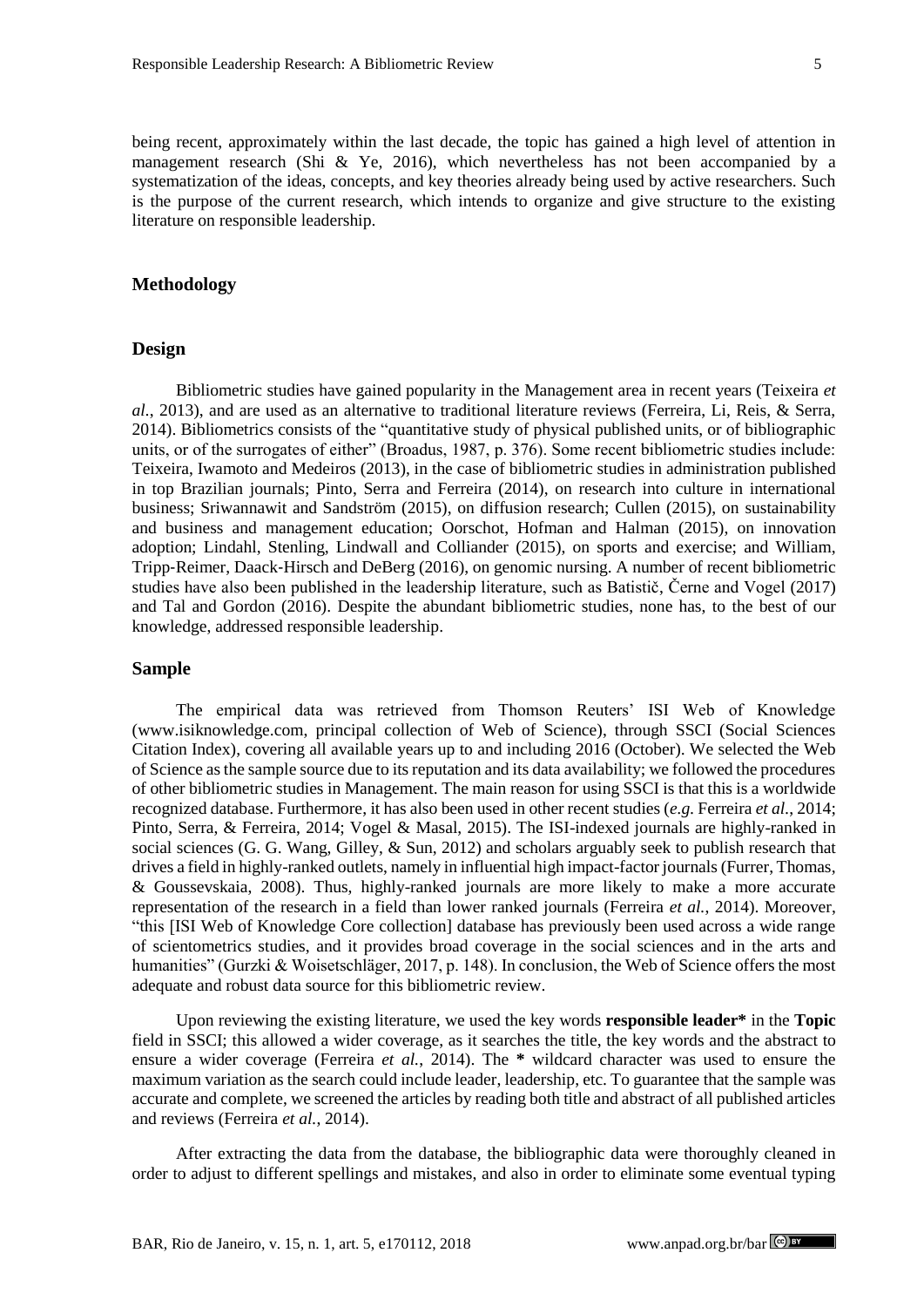being recent, approximately within the last decade, the topic has gained a high level of attention in management research (Shi & Ye, 2016), which nevertheless has not been accompanied by a systematization of the ideas, concepts, and key theories already being used by active researchers. Such is the purpose of the current research, which intends to organize and give structure to the existing literature on responsible leadership.

## Methodology

### Design

Bibliometric studies have gained popularity in the Management area in recent years (Teixeira *et al.*, 2013), and are used as an alternative to traditional literature reviews (Ferreira, Li, Reis, & Serra, 2014). Bibliometrics consists of the "quantitative study of physical published units, or of bibliographic units, or of the surrogates of either" (Broadus, 1987, p. 376). Some recent bibliometric studies include: Teixeira, Iwamoto and Medeiros (2013), in the case of bibliometric studies in administration published in top Brazilian journals; Pinto, Serra and Ferreira (2014), on research into culture in international business; Sriwannawit and Sandström (2015), on diffusion research; Cullen (2015), on sustainability and business and management education; Oorschot, Hofman and Halman (2015), on innovation adoption; Lindahl, Stenling, Lindwall and Colliander (2015), on sports and exercise; and William, Tripp-Reimer, Daack-Hirsch and DeBerg (2016), on genomic nursing. A number of recent bibliometric studies have also been published in the leadership literature, such as Batistič, Černe and Vogel (2017) and Tal and Gordon (2016). Despite the abundant bibliometric studies, none has, to the best of our knowledge, addressed responsible leadership.

### Sample

The empirical data was retrieved from Thomson Reuters' ISI Web of Knowledge (www.isiknowledge.com, principal collection of Web of Science), through SSCI (Social Sciences Citation Index), covering all available years up to and including 2016 (October). We selected the Web of Science as the sample source due to its reputation and its data availability; we followed the procedures of other bibliometric studies in Management. The main reason for using SSCI is that this is a worldwide recognized database. Furthermore, it has also been used in other recent studies (*e.g.* Ferreira *et al.*, 2014; Pinto, Serra, & Ferreira, 2014; Vogel & Masal, 2015). The ISI-indexed journals are highly-ranked in social sciences (G. G. Wang, Gilley, & Sun, 2012) and scholars arguably seek to publish research that drives a field in highly-ranked outlets, namely in influential high impact-factor journals (Furrer, Thomas, & Goussevskaia, 2008). Thus, highly-ranked journals are more likely to make a more accurate representation of the research in a field than lower ranked journals (Ferreira *et al.*, 2014). Moreover, "this [ISI Web of Knowledge Core collection] database has previously been used across a wide range of scientometrics studies, and it provides broad coverage in the social sciences and in the arts and humanities" (Gurzki & Woisetschläger, 2017, p. 148). In conclusion, the Web of Science offers the most adequate and robust data source for this bibliometric review.

Upon reviewing the existing literature, we used the key words **responsible leader*** in the **Topic** field in SSCI; this allowed a wider coverage, as it searches the title, the key words and the abstract to ensure a wider coverage (Ferreira *et al.*, 2014). The * wildcard character was used to ensure the maximum variation as the search could include leader, leadership, etc. To guarantee that the sample was accurate and complete, we screened the articles by reading both title and abstract of all published articles and reviews (Ferreira *et al.*, 2014).

After extracting the data from the database, the bibliographic data were thoroughly cleaned in order to adjust to different spellings and mistakes, and also in order to eliminate some eventual typing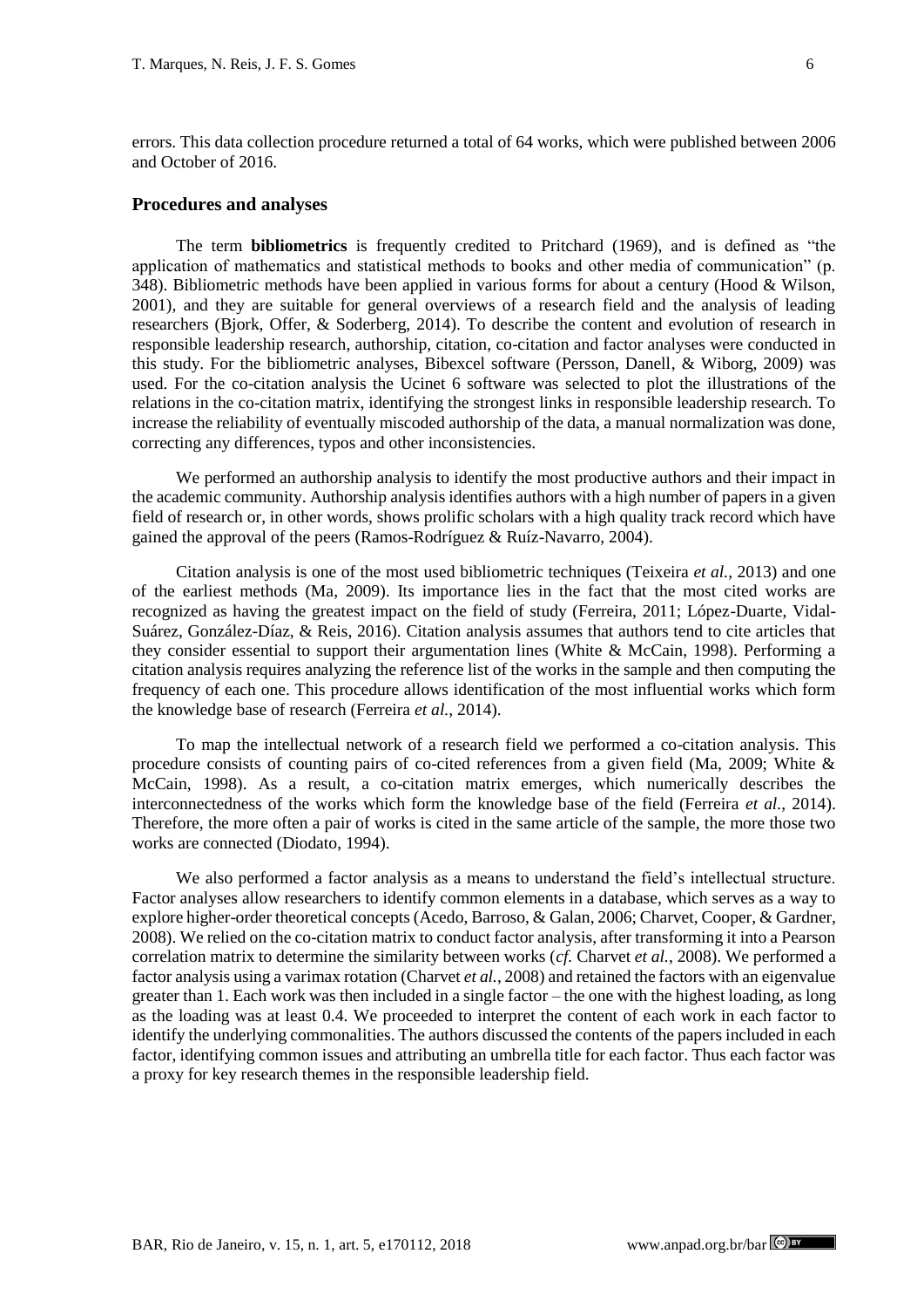errors. This data collection procedure returned a total of 64 works, which were published between 2006 and October of 2016.

## Procedures and analyses

The term **bibliometrics** is frequently credited to Pritchard (1969), and is defined as "the application of mathematics and statistical methods to books and other media of communication" (p. 348). Bibliometric methods have been applied in various forms for about a century (Hood & Wilson, 2001), and they are suitable for general overviews of a research field and the analysis of leading researchers (Bjork, Offer, & Soderberg, 2014). To describe the content and evolution of research in responsible leadership research, authorship, citation, co-citation and factor analyses were conducted in this study. For the bibliometric analyses, Bibexcel software (Persson, Danell, & Wiborg, 2009) was used. For the co-citation analysis the Ucinet 6 software was selected to plot the illustrations of the relations in the co-citation matrix, identifying the strongest links in responsible leadership research. To increase the reliability of eventually miscoded authorship of the data, a manual normalization was done, correcting any differences, typos and other inconsistencies.

We performed an authorship analysis to identify the most productive authors and their impact in the academic community. Authorship analysis identifies authors with a high number of papers in a given field of research or, in other words, shows prolific scholars with a high quality track record which have gained the approval of the peers (Ramos-Rodríguez & Ruíz-Navarro, 2004).

Citation analysis is one of the most used bibliometric techniques (Teixeira *et al.*, 2013) and one of the earliest methods (Ma, 2009). Its importance lies in the fact that the most cited works are recognized as having the greatest impact on the field of study (Ferreira, 2011; López-Duarte, Vidal-Suárez, González-Díaz, & Reis, 2016). Citation analysis assumes that authors tend to cite articles that they consider essential to support their argumentation lines (White & McCain, 1998). Performing a citation analysis requires analyzing the reference list of the works in the sample and then computing the frequency of each one. This procedure allows identification of the most influential works which form the knowledge base of research (Ferreira *et al.*, 2014).

To map the intellectual network of a research field we performed a co-citation analysis. This procedure consists of counting pairs of co-cited references from a given field (Ma, 2009; White & McCain, 1998). As a result, a co-citation matrix emerges, which numerically describes the interconnectedness of the works which form the knowledge base of the field (Ferreira *et al.*, 2014). Therefore, the more often a pair of works is cited in the same article of the sample, the more those two works are connected (Diodato, 1994).

We also performed a factor analysis as a means to understand the field's intellectual structure. Factor analyses allow researchers to identify common elements in a database, which serves as a way to explore higher-order theoretical concepts (Acedo, Barroso, & Galan, 2006; Charvet, Cooper, & Gardner, 2008). We relied on the co-citation matrix to conduct factor analysis, after transforming it into a Pearson correlation matrix to determine the similarity between works (*cf.* Charvet *et al.*, 2008). We performed a factor analysis using a varimax rotation (Charvet *et al.*, 2008) and retained the factors with an eigenvalue greater than 1. Each work was then included in a single factor – the one with the highest loading, as long as the loading was at least 0.4. We proceeded to interpret the content of each work in each factor to identify the underlying commonalities. The authors discussed the contents of the papers included in each factor, identifying common issues and attributing an umbrella title for each factor. Thus each factor was a proxy for key research themes in the responsible leadership field.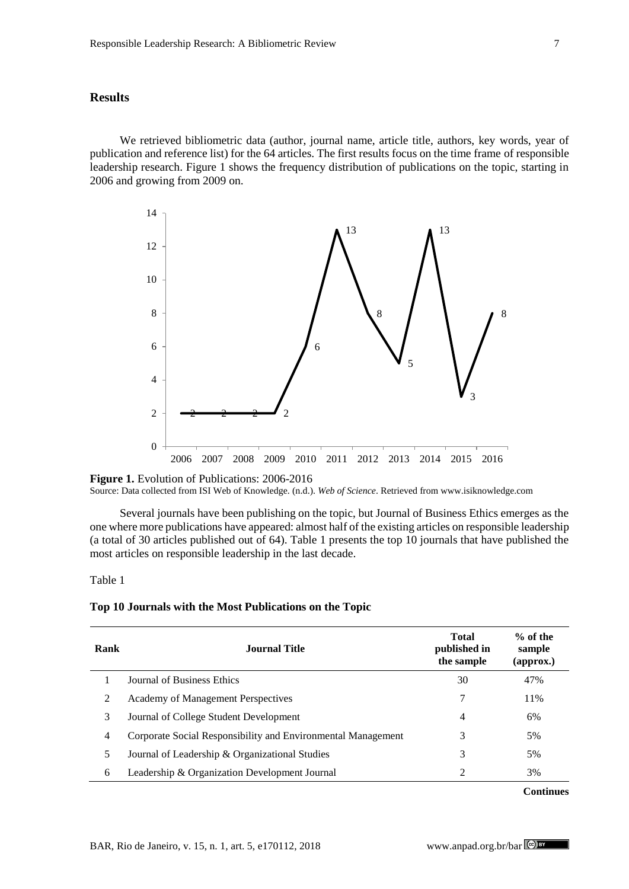## Results

We retrieved bibliometric data (author, journal name, article title, authors, key words, year of publication and reference list) for the 64 articles. The first results focus on the time frame of responsible leadership research. Figure 1 shows the frequency distribution of publications on the topic, starting in 2006 and growing from 2009 on.

**Figure 1.** Evolution of Publications: 2006-2016
Source: Data collected from ISI Web of Knowledge. (n.d.). *Web of Science*. Retrieved from www.isiknowledge.com

Several journals have been publishing on the topic, but Journal of Business Ethics emerges as the one where more publications have appeared: almost half of the existing articles on responsible leadership (a total of 30 articles published out of 64). Table 1 presents the top 10 journals that have published the most articles on responsible leadership in the last decade.

Table 1

**Top 10 Journals with the Most Publications on the Topic**

| Rank | Journal Title | Total published in the sample | % of the sample (approx.) |
|---|---|---|---|
| 1 | Journal of Business Ethics | 30 | 47% |
| 2 | Academy of Management Perspectives | 7 | 11% |
| 3 | Journal of College Student Development | 4 | 6% |
| 4 | Corporate Social Responsibility and Environmental Management | 3 | 5% |
| 5 | Journal of Leadership & Organizational Studies | 3 | 5% |
| 6 | Leadership & Organization Development Journal | 2 | 3% |

**Continues**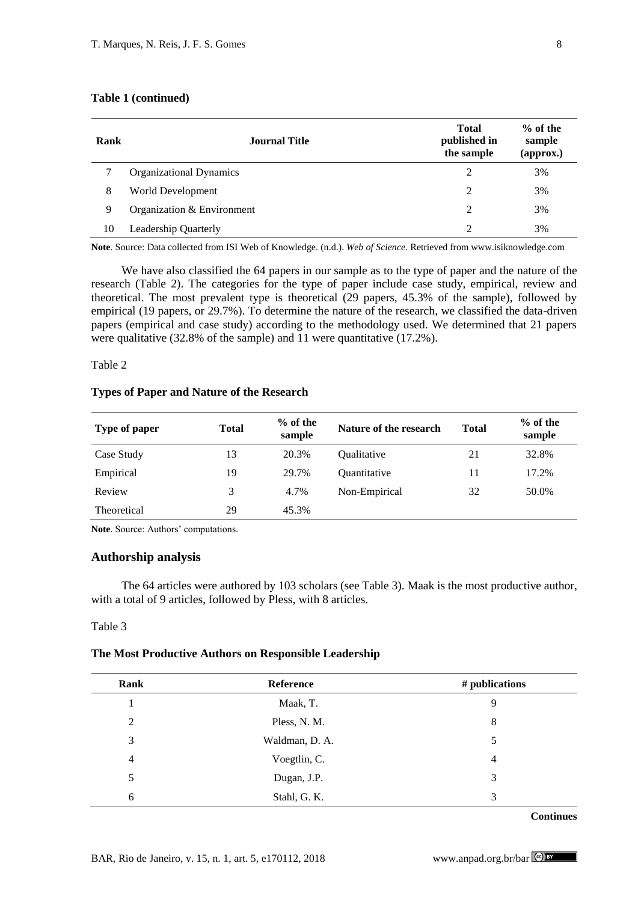**Table 1 (continued)**

| Rank | Journal Title | Total published in the sample | % of the sample (approx.) |
|---|---|---|---|
| 7 | Organizational Dynamics | 2 | 3% |
| 8 | World Development | 2 | 3% |
| 9 | Organization & Environment | 2 | 3% |
| 10 | Leadership Quarterly | 2 | 3% |

**Note**. Source: Data collected from ISI Web of Knowledge. (n.d.). *Web of Science.* Retrieved from www.isiknowledge.com

We have also classified the 64 papers in our sample as to the type of paper and the nature of the research (Table 2). The categories for the type of paper include case study, empirical, review and theoretical. The most prevalent type is theoretical (29 papers, 45.3% of the sample), followed by empirical (19 papers, or 29.7%). To determine the nature of the research, we classified the data-driven papers (empirical and case study) according to the methodology used. We determined that 21 papers were qualitative (32.8% of the sample) and 11 were quantitative (17.2%).

Table 2

**Types of Paper and Nature of the Research**

| Type of paper | Total | % of the sample | Nature of the research | Total | % of the sample |
|---|---|---|---|---|---|
| Case Study | 13 | 20.3% | Qualitative | 21 | 32.8% |
| Empirical | 19 | 29.7% | Quantitative | 11 | 17.2% |
| Review | 3 | 4.7% | Non-Empirical | 32 | 50.0% |
| Theoretical | 29 | 45.3% | | | |

**Note**. Source: Authors' computations.

## Authorship analysis

The 64 articles were authored by 103 scholars (see Table 3). Maak is the most productive author, with a total of 9 articles, followed by Pless, with 8 articles.

Table 3

**The Most Productive Authors on Responsible Leadership**

| Rank | Reference | # publications |
|---|---|---|
| 1 | Maak, T. | 9 |
| 2 | Pless, N. M. | 8 |
| 3 | Waldman, D. A. | 5 |
| 4 | Voegtlin, C. | 4 |
| 5 | Dugan, J.P. | 3 |
| 6 | Stahl, G. K. | 3 |

**Continues**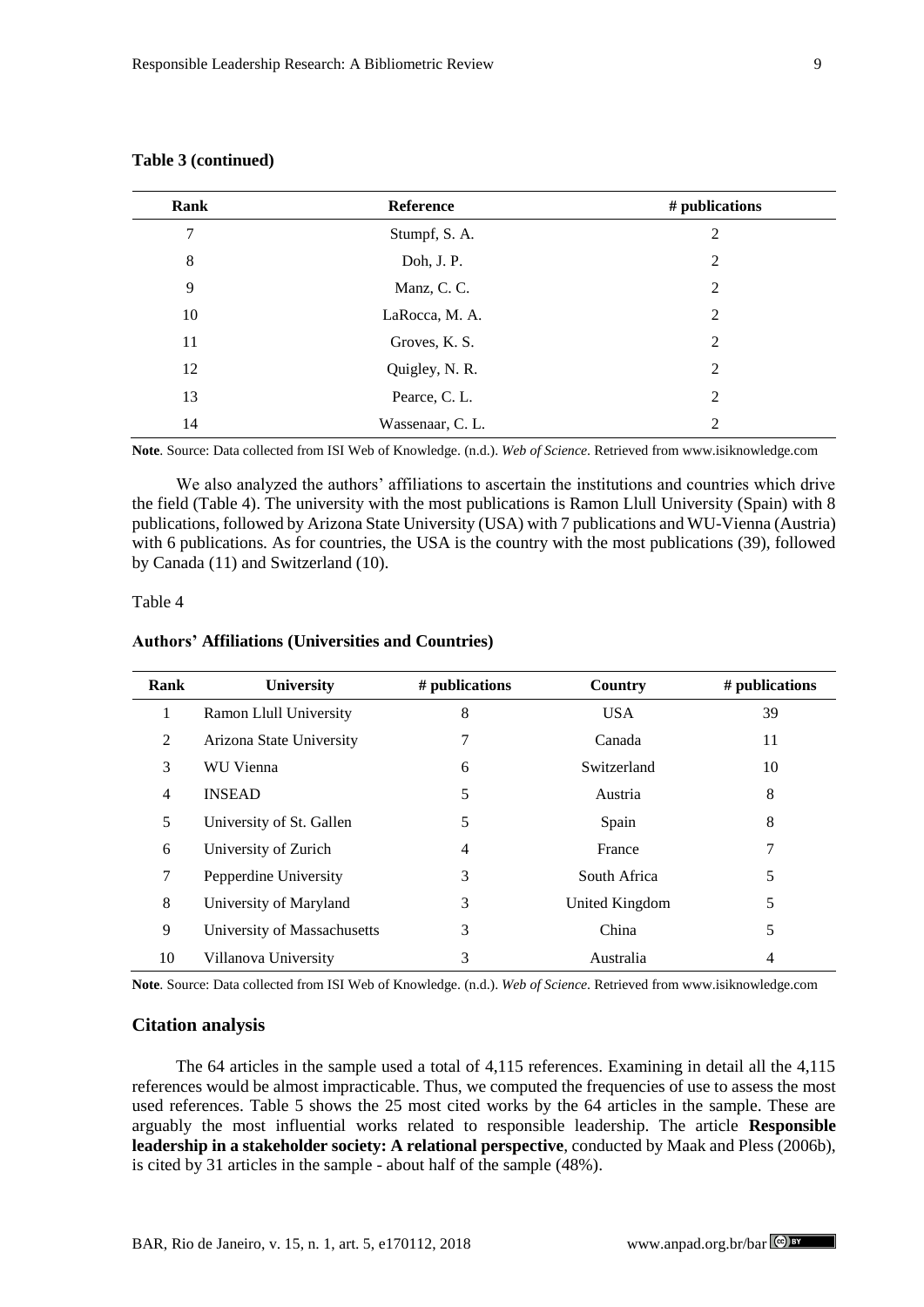**Table 3 (continued)**

| Rank | Reference | # publications |
|---|---|---|
| 7 | Stumpf, S. A. | 2 |
| 8 | Doh, J. P. | 2 |
| 9 | Manz, C. C. | 2 |
| 10 | LaRocca, M. A. | 2 |
| 11 | Groves, K. S. | 2 |
| 12 | Quigley, N. R. | 2 |
| 13 | Pearce, C. L. | 2 |
| 14 | Wassenaar, C. L. | 2 |

**Note**. Source: Data collected from ISI Web of Knowledge. (n.d.). *Web of Science*. Retrieved from www.isiknowledge.com

We also analyzed the authors' affiliations to ascertain the institutions and countries which drive the field (Table 4). The university with the most publications is Ramon Llull University (Spain) with 8 publications, followed by Arizona State University (USA) with 7 publications and WU-Vienna (Austria) with 6 publications. As for countries, the USA is the country with the most publications (39), followed by Canada (11) and Switzerland (10).

Table 4

**Authors' Affiliations (Universities and Countries)**

| Rank | University | # publications | Country | # publications |
|---|---|---|---|---|
| 1 | Ramon Llull University | 8 | USA | 39 |
| 2 | Arizona State University | 7 | Canada | 11 |
| 3 | WU Vienna | 6 | Switzerland | 10 |
| 4 | INSEAD | 5 | Austria | 8 |
| 5 | University of St. Gallen | 5 | Spain | 8 |
| 6 | University of Zurich | 4 | France | 7 |
| 7 | Pepperdine University | 3 | South Africa | 5 |
| 8 | University of Maryland | 3 | United Kingdom | 5 |
| 9 | University of Massachusetts | 3 | China | 5 |
| 10 | Villanova University | 3 | Australia | 4 |

**Note**. Source: Data collected from ISI Web of Knowledge. (n.d.). *Web of Science*. Retrieved from www.isiknowledge.com

## Citation analysis

The 64 articles in the sample used a total of 4,115 references. Examining in detail all the 4,115 references would be almost impracticable. Thus, we computed the frequencies of use to assess the most used references. Table 5 shows the 25 most cited works by the 64 articles in the sample. These are arguably the most influential works related to responsible leadership. The article **Responsible leadership in a stakeholder society: A relational perspective**, conducted by Maak and Pless (2006b), is cited by 31 articles in the sample - about half of the sample (48%).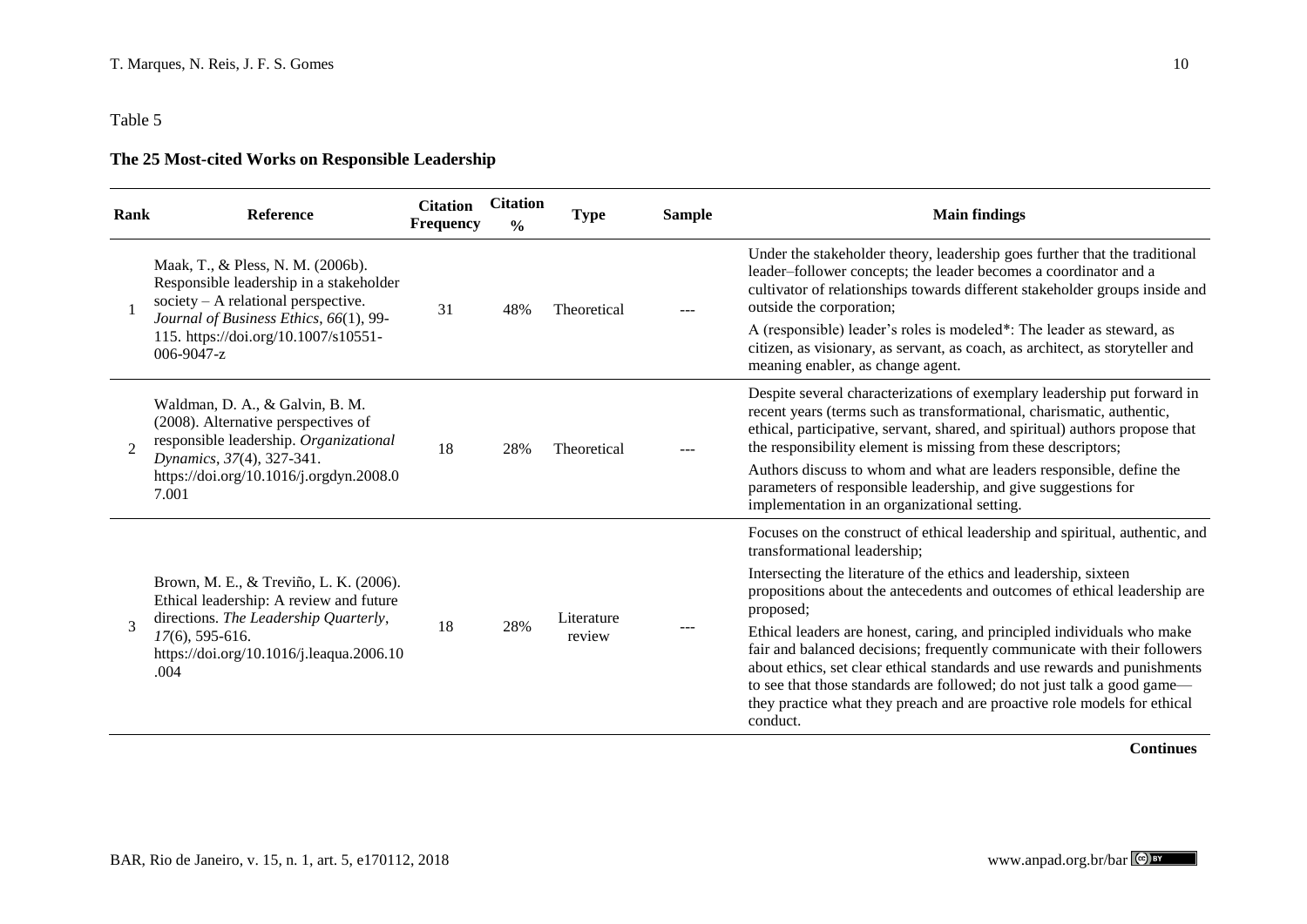Table 5

**The 25 Most-cited Works on Responsible Leadership**

| Rank | Reference | Citation Frequency | Citation % | Type | Sample | Main findings |
|---|---|---|---|---|---|---|
| 1 | Maak, T., & Pless, N. M. (2006b). Responsible leadership in a stakeholder society – A relational perspective. *Journal of Business Ethics*, *66*(1), 99-115. https://doi.org/10.1007/s10551-006-9047-z | 31 | 48% | Theoretical | --- | Under the stakeholder theory, leadership goes further that the traditional leader–follower concepts; the leader becomes a coordinator and a cultivator of relationships towards different stakeholder groups inside and outside the corporation;<br>A (responsible) leader's roles is modeled*: The leader as steward, as citizen, as visionary, as servant, as coach, as architect, as storyteller and meaning enabler, as change agent. |
| 2 | Waldman, D. A., & Galvin, B. M. (2008). Alternative perspectives of responsible leadership. *Organizational Dynamics*, *37*(4), 327-341. https://doi.org/10.1016/j.orgdyn.2008.07.001 | 18 | 28% | Theoretical | --- | Despite several characterizations of exemplary leadership put forward in recent years (terms such as transformational, charismatic, authentic, ethical, participative, servant, shared, and spiritual) authors propose that the responsibility element is missing from these descriptors;<br>Authors discuss to whom and what are leaders responsible, define the parameters of responsible leadership, and give suggestions for implementation in an organizational setting. |
| 3 | Brown, M. E., & Treviño, L. K. (2006). Ethical leadership: A review and future directions. *The Leadership Quarterly*, *17*(6), 595-616. https://doi.org/10.1016/j.leaqua.2006.10.004 | 18 | 28% | Literature review | --- | Focuses on the construct of ethical leadership and spiritual, authentic, and transformational leadership;<br>Intersecting the literature of the ethics and leadership, sixteen propositions about the antecedents and outcomes of ethical leadership are proposed;<br>Ethical leaders are honest, caring, and principled individuals who make fair and balanced decisions; frequently communicate with their followers about ethics, set clear ethical standards and use rewards and punishments to see that those standards are followed; do not just talk a good game—they practice what they preach and are proactive role models for ethical conduct. |

**Continues**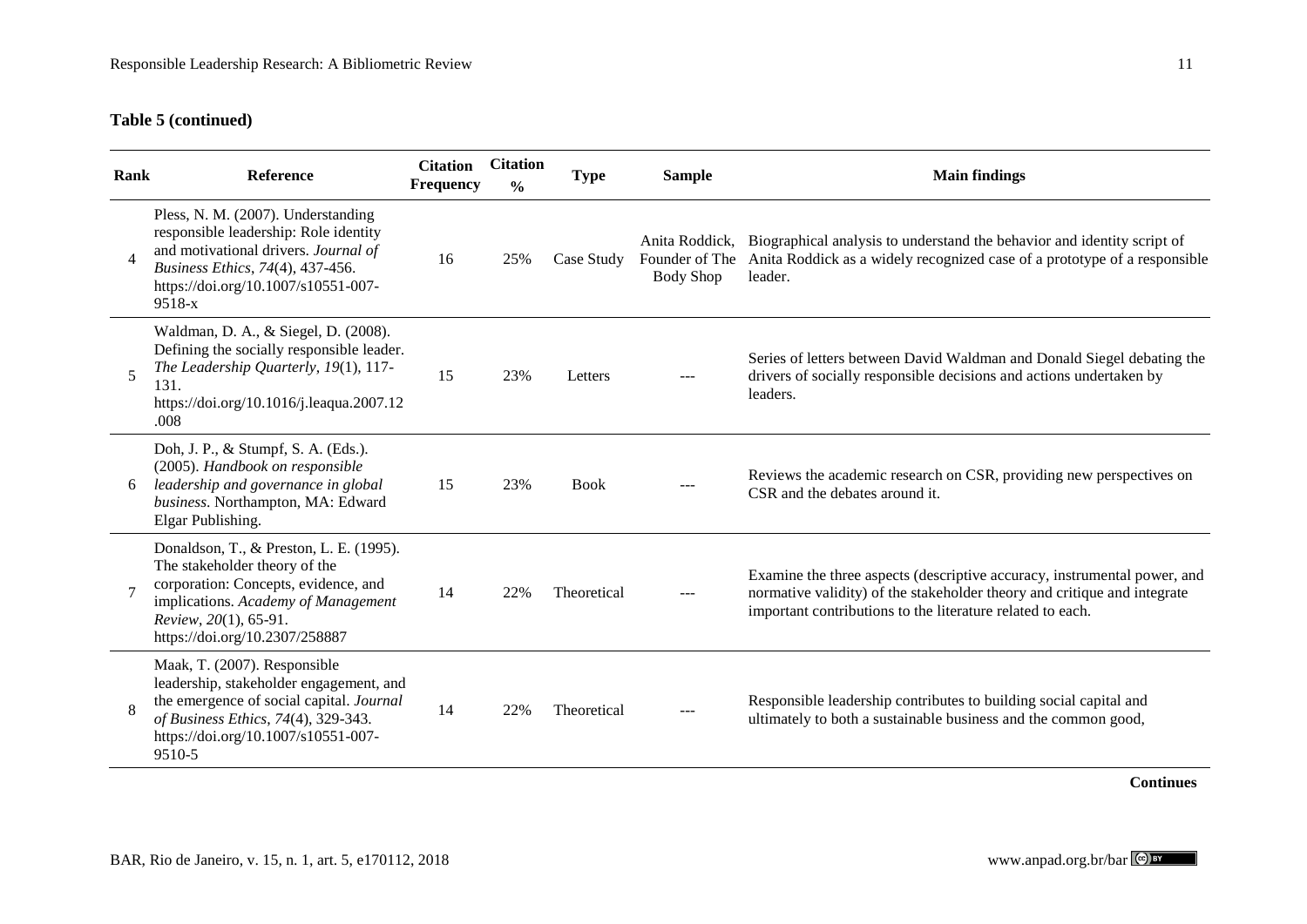**Table 5 (continued)**

| Rank | Reference | Citation Frequency | Citation % | Type | Sample | Main findings |
|---|---|---|---|---|---|---|
| 4 | Pless, N. M. (2007). Understanding responsible leadership: Role identity and motivational drivers. *Journal of Business Ethics*, *74*(4), 437-456. https://doi.org/10.1007/s10551-007-9518-x | 16 | 25% | Case Study | Anita Roddick, Founder of The Body Shop | Biographical analysis to understand the behavior and identity script of Anita Roddick as a widely recognized case of a prototype of a responsible leader. |
| 5 | Waldman, D. A., & Siegel, D. (2008). Defining the socially responsible leader. *The Leadership Quarterly*, *19*(1), 117-131. https://doi.org/10.1016/j.leaqua.2007.12.008 | 15 | 23% | Letters | --- | Series of letters between David Waldman and Donald Siegel debating the drivers of socially responsible decisions and actions undertaken by leaders. |
| 6 | Doh, J. P., & Stumpf, S. A. (Eds.). (2005). *Handbook on responsible leadership and governance in global business*. Northampton, MA: Edward Elgar Publishing. | 15 | 23% | Book | --- | Reviews the academic research on CSR, providing new perspectives on CSR and the debates around it. |
| 7 | Donaldson, T., & Preston, L. E. (1995). The stakeholder theory of the corporation: Concepts, evidence, and implications. *Academy of Management Review*, *20*(1), 65-91. https://doi.org/10.2307/258887 | 14 | 22% | Theoretical | --- | Examine the three aspects (descriptive accuracy, instrumental power, and normative validity) of the stakeholder theory and critique and integrate important contributions to the literature related to each. |
| 8 | Maak, T. (2007). Responsible leadership, stakeholder engagement, and the emergence of social capital. *Journal of Business Ethics*, *74*(4), 329-343. https://doi.org/10.1007/s10551-007-9510-5 | 14 | 22% | Theoretical | --- | Responsible leadership contributes to building social capital and ultimately to both a sustainable business and the common good, |

**Continues**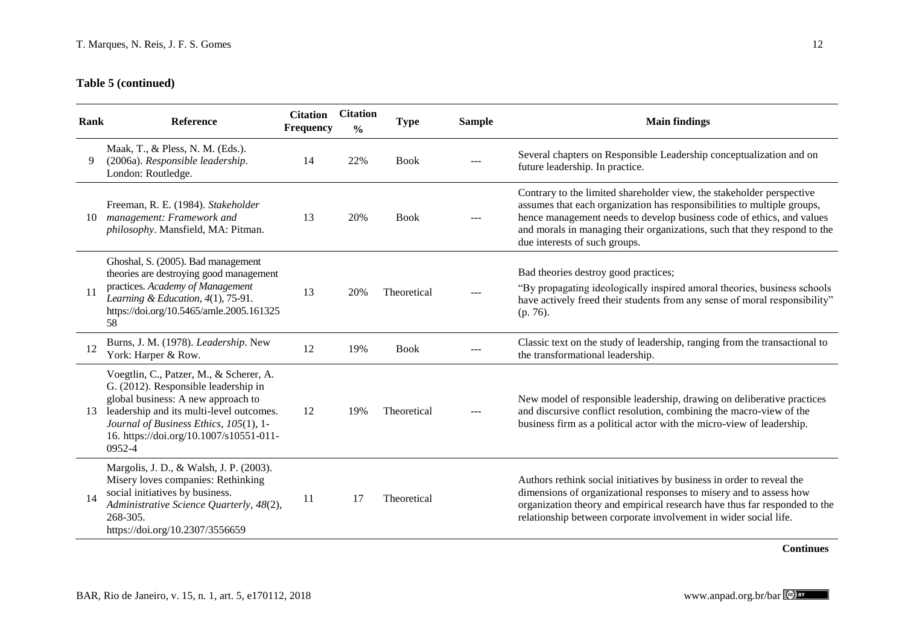**Table 5 (continued)**

| Rank | Reference | Citation Frequency | Citation % | Type | Sample | Main findings |
|---|---|---|---|---|---|---|
| 9 | Maak, T., & Pless, N. M. (Eds.). (2006a). *Responsible leadership*. London: Routledge. | 14 | 22% | Book | --- | Several chapters on Responsible Leadership conceptualization and on future leadership. In practice. |
| 10 | Freeman, R. E. (1984). *Stakeholder management: Framework and philosophy*. Mansfield, MA: Pitman. | 13 | 20% | Book | --- | Contrary to the limited shareholder view, the stakeholder perspective assumes that each organization has responsibilities to multiple groups, hence management needs to develop business code of ethics, and values and morals in managing their organizations, such that they respond to the due interests of such groups. |
| 11 | Ghoshal, S. (2005). Bad management theories are destroying good management practices. *Academy of Management Learning & Education*, *4*(1), 75-91. https://doi.org/10.5465/amle.2005.16132558 | 13 | 20% | Theoretical | --- | Bad theories destroy good practices; "By propagating ideologically inspired amoral theories, business schools have actively freed their students from any sense of moral responsibility" (p. 76). |
| 12 | Burns, J. M. (1978). *Leadership*. New York: Harper & Row. | 12 | 19% | Book | --- | Classic text on the study of leadership, ranging from the transactional to the transformational leadership. |
| 13 | Voegtlin, C., Patzer, M., & Scherer, A. G. (2012). Responsible leadership in global business: A new approach to leadership and its multi-level outcomes. *Journal of Business Ethics*, *105*(1), 1-16. https://doi.org/10.1007/s10551-011-0952-4 | 12 | 19% | Theoretical | --- | New model of responsible leadership, drawing on deliberative practices and discursive conflict resolution, combining the macro-view of the business firm as a political actor with the micro-view of leadership. |
| 14 | Margolis, J. D., & Walsh, J. P. (2003). Misery loves companies: Rethinking social initiatives by business. *Administrative Science Quarterly*, *48*(2), 268-305. https://doi.org/10.2307/3556659 | 11 | 17 | Theoretical | | Authors rethink social initiatives by business in order to reveal the dimensions of organizational responses to misery and to assess how organization theory and empirical research have thus far responded to the relationship between corporate involvement in wider social life. |

**Continues**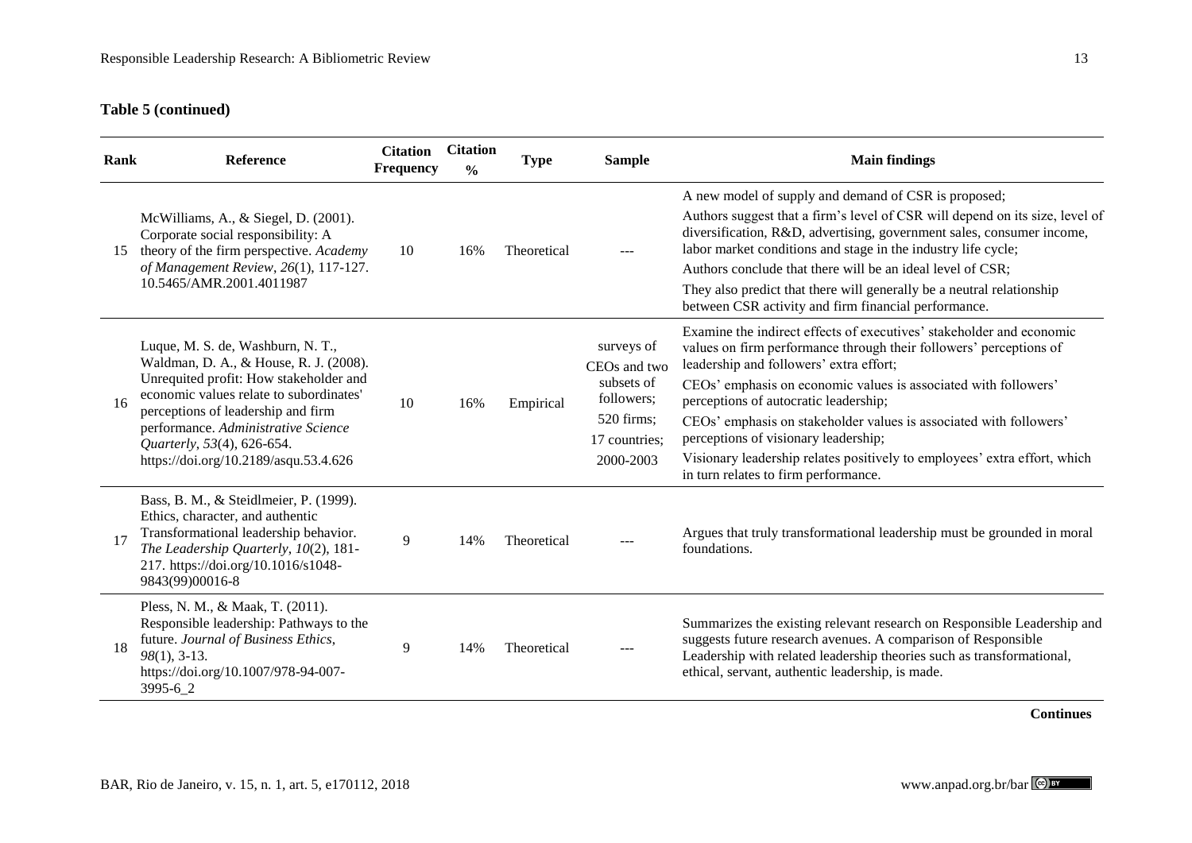**Table 5 (continued)**

| Rank | Reference | Citation Frequency | Citation % | Type | Sample | Main findings |
|---|---|---|---|---|---|---|
| 15 | McWilliams, A., & Siegel, D. (2001). Corporate social responsibility: A theory of the firm perspective. *Academy of Management Review*, *26*(1), 117-127. 10.5465/AMR.2001.4011987 | 10 | 16% | Theoretical | --- | A new model of supply and demand of CSR is proposed; Authors suggest that a firm's level of CSR will depend on its size, level of diversification, R&D, advertising, government sales, consumer income, labor market conditions and stage in the industry life cycle; Authors conclude that there will be an ideal level of CSR; They also predict that there will generally be a neutral relationship between CSR activity and firm financial performance. |
| 16 | Luque, M. S. de, Washburn, N. T., Waldman, D. A., & House, R. J. (2008). Unrequited profit: How stakeholder and economic values relate to subordinates' perceptions of leadership and firm performance. *Administrative Science Quarterly*, *53*(4), 626-654. https://doi.org/10.2189/asqu.53.4.626 | 10 | 16% | Empirical | surveys of CEOs and two subsets of followers; 520 firms; 17 countries; 2000-2003 | Examine the indirect effects of executives' stakeholder and economic values on firm performance through their followers' perceptions of leadership and followers' extra effort; CEOs' emphasis on economic values is associated with followers' perceptions of autocratic leadership; CEOs' emphasis on stakeholder values is associated with followers' perceptions of visionary leadership; Visionary leadership relates positively to employees' extra effort, which in turn relates to firm performance. |
| 17 | Bass, B. M., & Steidlmeier, P. (1999). Ethics, character, and authentic Transformational leadership behavior. *The Leadership Quarterly*, *10*(2), 181-217. https://doi.org/10.1016/s1048-9843(99)00016-8 | 9 | 14% | Theoretical | --- | Argues that truly transformational leadership must be grounded in moral foundations. |
| 18 | Pless, N. M., & Maak, T. (2011). Responsible leadership: Pathways to the future. *Journal of Business Ethics*, *98*(1), 3-13. https://doi.org/10.1007/978-94-007-3995-6_2 | 9 | 14% | Theoretical | --- | Summarizes the existing relevant research on Responsible Leadership and suggests future research avenues. A comparison of Responsible Leadership with related leadership theories such as transformational, ethical, servant, authentic leadership, is made. |

**Continues**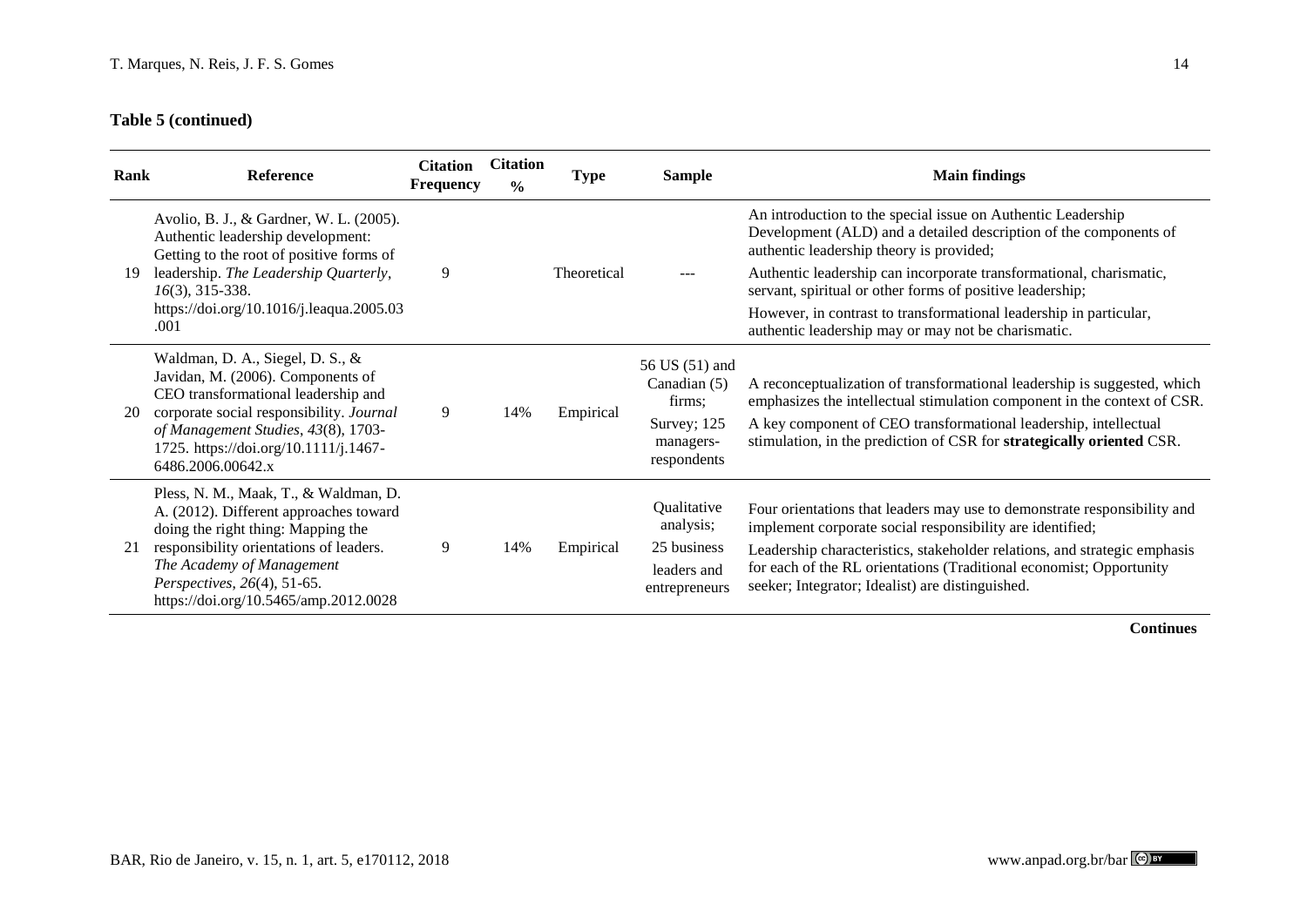**Table 5 (continued)**

| Rank | Reference | Citation Frequency | Citation % | Type | Sample | Main findings |
|---|---|---|---|---|---|---|
| 19 | Avolio, B. J., & Gardner, W. L. (2005). Authentic leadership development: Getting to the root of positive forms of leadership. *The Leadership Quarterly*, *16*(3), 315-338. https://doi.org/10.1016/j.leaqua.2005.03.001 | 9 | | Theoretical | --- | An introduction to the special issue on Authentic Leadership Development (ALD) and a detailed description of the components of authentic leadership theory is provided; Authentic leadership can incorporate transformational, charismatic, servant, spiritual or other forms of positive leadership; However, in contrast to transformational leadership in particular, authentic leadership may or may not be charismatic. |
| 20 | Waldman, D. A., Siegel, D. S., & Javidan, M. (2006). Components of CEO transformational leadership and corporate social responsibility. *Journal of Management Studies*, *43*(8), 1703-1725. https://doi.org/10.1111/j.1467-6486.2006.00642.x | 9 | 14% | Empirical | 56 US (51) and Canadian (5) firms; Survey; 125 managers-respondents | A reconceptualization of transformational leadership is suggested, which emphasizes the intellectual stimulation component in the context of CSR. A key component of CEO transformational leadership, intellectual stimulation, in the prediction of CSR for **strategically oriented** CSR. |
| 21 | Pless, N. M., Maak, T., & Waldman, D. A. (2012). Different approaches toward doing the right thing: Mapping the responsibility orientations of leaders. *The Academy of Management Perspectives*, *26*(4), 51-65. https://doi.org/10.5465/amp.2012.0028 | 9 | 14% | Empirical | Qualitative analysis; 25 business leaders and entrepreneurs | Four orientations that leaders may use to demonstrate responsibility and implement corporate social responsibility are identified; Leadership characteristics, stakeholder relations, and strategic emphasis for each of the RL orientations (Traditional economist; Opportunity seeker; Integrator; Idealist) are distinguished. |

**Continues**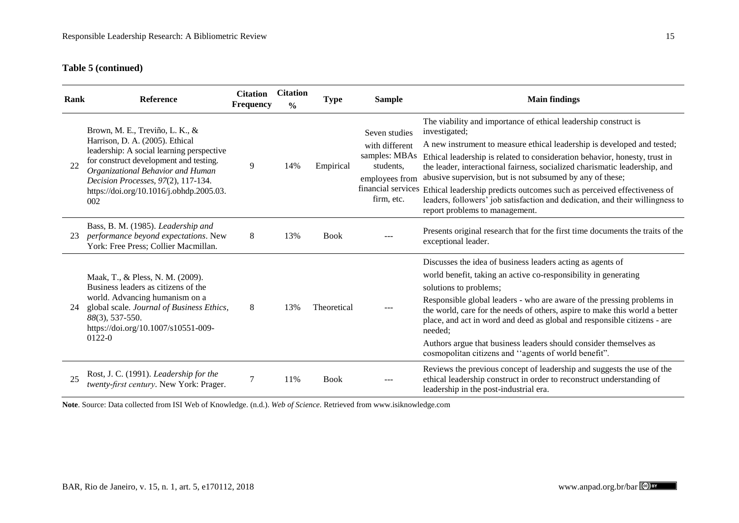**Table 5 (continued)**

| Rank | Reference | Citation Frequency | Citation % | Type | Sample | Main findings |
|---|---|---|---|---|---|---|
| 22 | Brown, M. E., Treviño, L. K., & Harrison, D. A. (2005). Ethical leadership: A social learning perspective for construct development and testing. *Organizational Behavior and Human Decision Processes*, *97*(2), 117-134. https://doi.org/10.1016/j.obhdp.2005.03.002 | 9 | 14% | Empirical | Seven studies with different samples: MBAs students, employees from financial services firm, etc. | The viability and importance of ethical leadership construct is investigated; A new instrument to measure ethical leadership is developed and tested; Ethical leadership is related to consideration behavior, honesty, trust in the leader, interactional fairness, socialized charismatic leadership, and abusive supervision, but is not subsumed by any of these; Ethical leadership predicts outcomes such as perceived effectiveness of leaders, followers' job satisfaction and dedication, and their willingness to report problems to management. |
| 23 | Bass, B. M. (1985). *Leadership and performance beyond expectations*. New York: Free Press; Collier Macmillan. | 8 | 13% | Book | --- | Presents original research that for the first time documents the traits of the exceptional leader. |
| 24 | Maak, T., & Pless, N. M. (2009). Business leaders as citizens of the world. Advancing humanism on a global scale. *Journal of Business Ethics*, *88*(3), 537-550. https://doi.org/10.1007/s10551-009-0122-0 | 8 | 13% | Theoretical | --- | Discusses the idea of business leaders acting as agents of world benefit, taking an active co-responsibility in generating solutions to problems; Responsible global leaders - who are aware of the pressing problems in the world, care for the needs of others, aspire to make this world a better place, and act in word and deed as global and responsible citizens - are needed; Authors argue that business leaders should consider themselves as cosmopolitan citizens and ''agents of world benefit". |
| 25 | Rost, J. C. (1991). *Leadership for the twenty-first century*. New York: Prager. | 7 | 11% | Book | --- | Reviews the previous concept of leadership and suggests the use of the ethical leadership construct in order to reconstruct understanding of leadership in the post-industrial era. |

**Note**. Source: Data collected from ISI Web of Knowledge. (n.d.). *Web of Science.* Retrieved from www.isiknowledge.com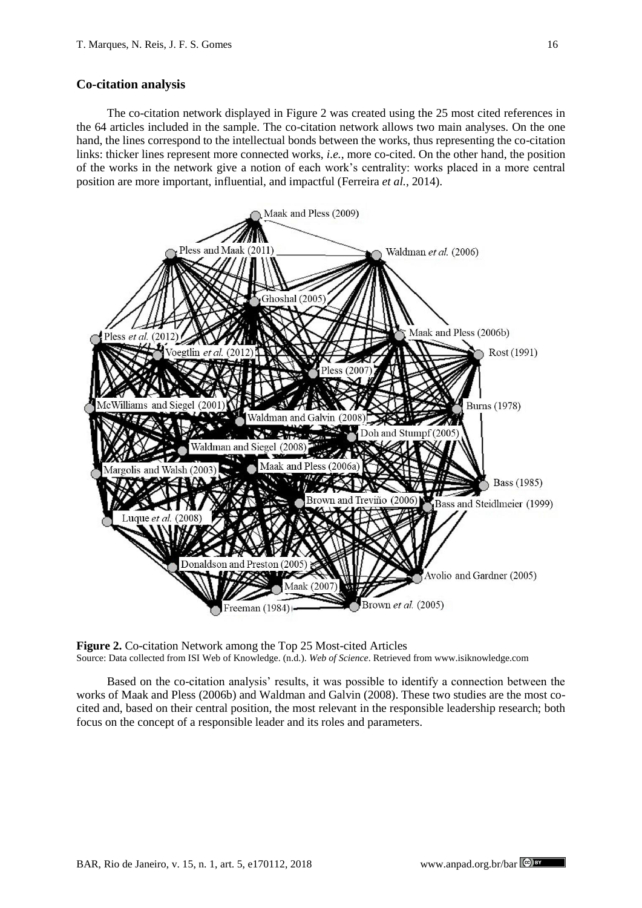## Co-citation analysis

The co-citation network displayed in Figure 2 was created using the 25 most cited references in the 64 articles included in the sample. The co-citation network allows two main analyses. On the one hand, the lines correspond to the intellectual bonds between the works, thus representing the co-citation links: thicker lines represent more connected works, *i.e.*, more co-cited. On the other hand, the position of the works in the network give a notion of each work's centrality: works placed in a more central position are more important, influential, and impactful (Ferreira *et al.*, 2014).

**Figure 2.** Co-citation Network among the Top 25 Most-cited Articles
Source: Data collected from ISI Web of Knowledge. (n.d.). *Web of Science*. Retrieved from www.isiknowledge.com

Based on the co-citation analysis' results, it was possible to identify a connection between the works of Maak and Pless (2006b) and Waldman and Galvin (2008). These two studies are the most co-cited and, based on their central position, the most relevant in the responsible leadership research; both focus on the concept of a responsible leader and its roles and parameters.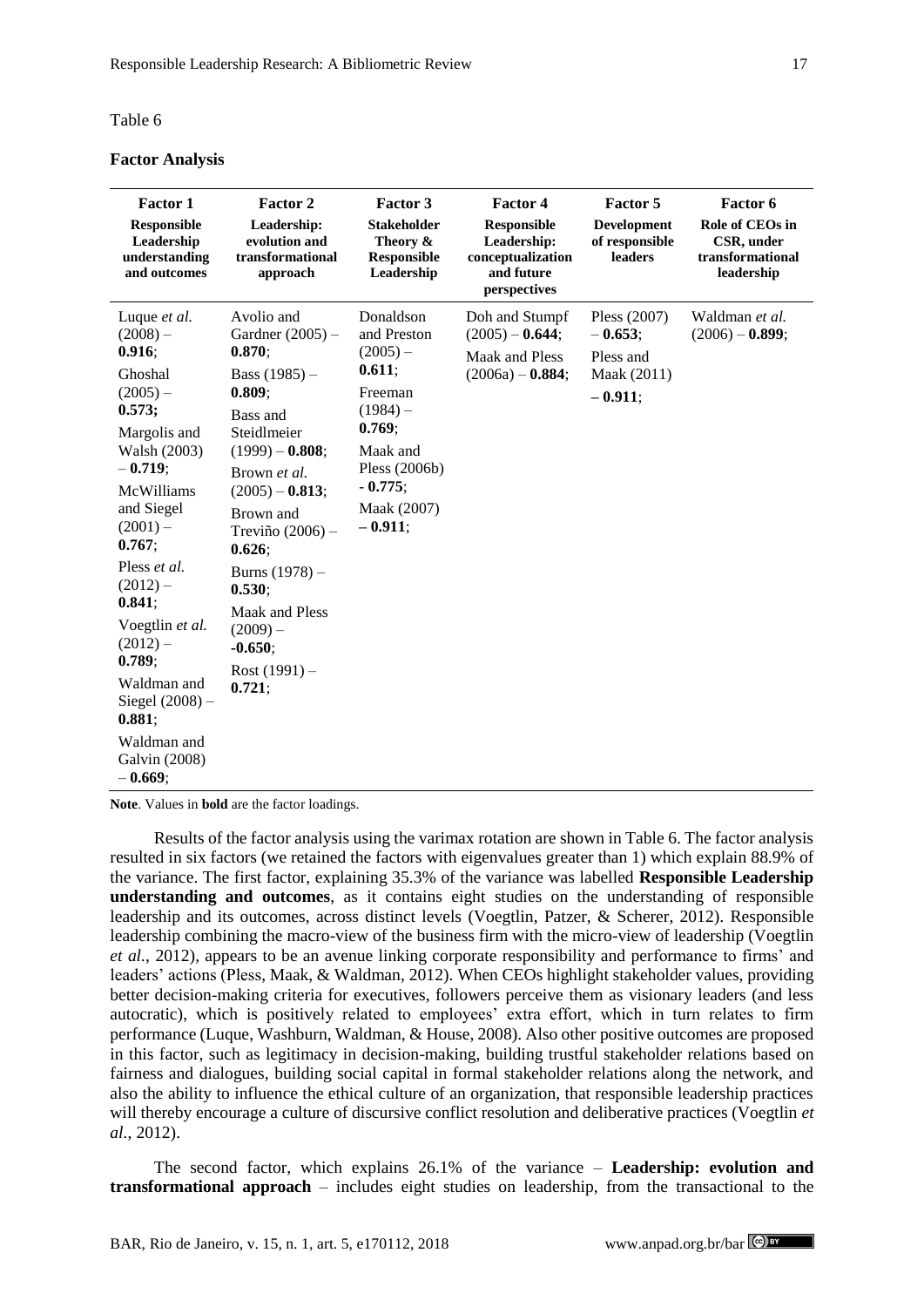Table 6

**Factor Analysis**

| **Factor 1** **Responsible Leadership understanding and outcomes** | **Factor 2** **Leadership: evolution and transformational approach** | **Factor 3** **Stakeholder Theory & Responsible Leadership** | **Factor 4** **Responsible Leadership: conceptualization and future perspectives** | **Factor 5** **Development of responsible leaders** | **Factor 6** **Role of CEOs in CSR, under transformational leadership** |
|---|---|---|---|---|---|
| Luque *et al.* (2008) – **0.916**; Ghoshal (2005) – **0.573;** Margolis and Walsh (2003) – **0.719**; McWilliams and Siegel (2001) – **0.767**; Pless *et al.* (2012) – **0.841**; Voegtlin *et al.* (2012) – **0.789**; Waldman and Siegel (2008) – **0.881**; Waldman and Galvin (2008) – **0.669**; | Avolio and Gardner (2005) – **0.870**; Bass (1985) – **0.809**; Bass and Steidlmeier (1999) – **0.808**; Brown *et al.* (2005) – **0.813**; Brown and Treviño (2006) – **0.626**; Burns (1978) – **0.530**; Maak and Pless (2009) – **-0.650**; Rost (1991) – **0.721**; | Donaldson and Preston (2005) – **0.611**; Freeman (1984) – **0.769**; Maak and Pless (2006b) - **0.775**; Maak (2007) – **0.911**; | Doh and Stumpf (2005) – **0.644**; Maak and Pless (2006a) – **0.884**; | Pless (2007) – **0.653**; Pless and Maak (2011) – **0.911**; | Waldman *et al.* (2006) – **0.899**; |

**Note**. Values in **bold** are the factor loadings.

Results of the factor analysis using the varimax rotation are shown in Table 6. The factor analysis resulted in six factors (we retained the factors with eigenvalues greater than 1) which explain 88.9% of the variance. The first factor, explaining 35.3% of the variance was labelled **Responsible Leadership understanding and outcomes**, as it contains eight studies on the understanding of responsible leadership and its outcomes, across distinct levels (Voegtlin, Patzer, & Scherer, 2012). Responsible leadership combining the macro-view of the business firm with the micro-view of leadership (Voegtlin *et al.*, 2012), appears to be an avenue linking corporate responsibility and performance to firms' and leaders' actions (Pless, Maak, & Waldman, 2012). When CEOs highlight stakeholder values, providing better decision-making criteria for executives, followers perceive them as visionary leaders (and less autocratic), which is positively related to employees' extra effort, which in turn relates to firm performance (Luque, Washburn, Waldman, & House, 2008). Also other positive outcomes are proposed in this factor, such as legitimacy in decision-making, building trustful stakeholder relations based on fairness and dialogues, building social capital in formal stakeholder relations along the network, and also the ability to influence the ethical culture of an organization, that responsible leadership practices will thereby encourage a culture of discursive conflict resolution and deliberative practices (Voegtlin *et al.*, 2012).

The second factor, which explains 26.1% of the variance – **Leadership: evolution and transformational approach** – includes eight studies on leadership, from the transactional to the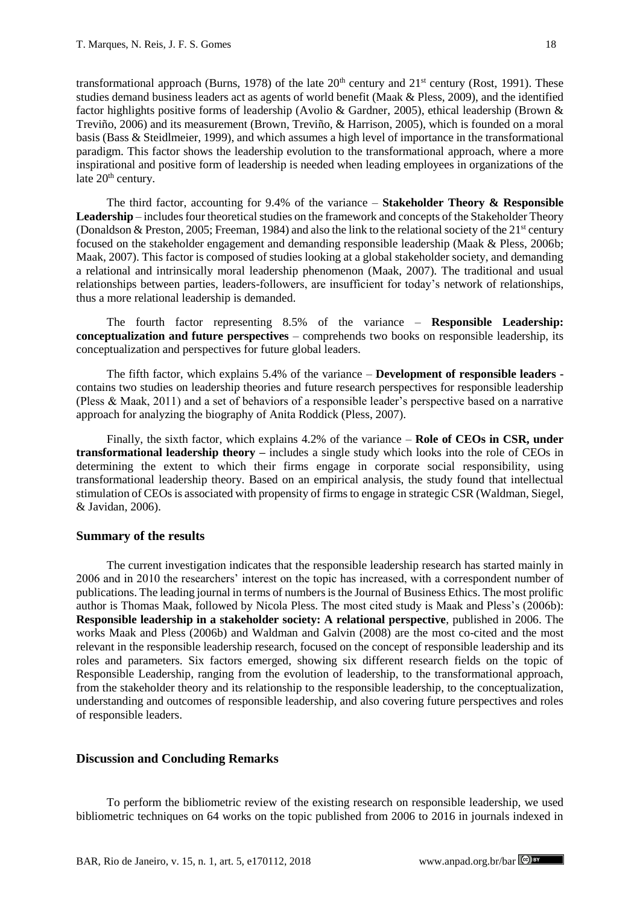transformational approach (Burns, 1978) of the late 20th century and 21st century (Rost, 1991). These studies demand business leaders act as agents of world benefit (Maak & Pless, 2009), and the identified factor highlights positive forms of leadership (Avolio & Gardner, 2005), ethical leadership (Brown & Treviño, 2006) and its measurement (Brown, Treviño, & Harrison, 2005), which is founded on a moral basis (Bass & Steidlmeier, 1999), and which assumes a high level of importance in the transformational paradigm. This factor shows the leadership evolution to the transformational approach, where a more inspirational and positive form of leadership is needed when leading employees in organizations of the late 20th century.

The third factor, accounting for 9.4% of the variance – **Stakeholder Theory & Responsible Leadership** – includes four theoretical studies on the framework and concepts of the Stakeholder Theory (Donaldson & Preston, 2005; Freeman, 1984) and also the link to the relational society of the 21st century focused on the stakeholder engagement and demanding responsible leadership (Maak & Pless, 2006b; Maak, 2007). This factor is composed of studies looking at a global stakeholder society, and demanding a relational and intrinsically moral leadership phenomenon (Maak, 2007). The traditional and usual relationships between parties, leaders-followers, are insufficient for today's network of relationships, thus a more relational leadership is demanded.

The fourth factor representing 8.5% of the variance – **Responsible Leadership: conceptualization and future perspectives** – comprehends two books on responsible leadership, its conceptualization and perspectives for future global leaders.

The fifth factor, which explains 5.4% of the variance – **Development of responsible leaders -** contains two studies on leadership theories and future research perspectives for responsible leadership (Pless & Maak, 2011) and a set of behaviors of a responsible leader's perspective based on a narrative approach for analyzing the biography of Anita Roddick (Pless, 2007).

Finally, the sixth factor, which explains 4.2% of the variance – **Role of CEOs in CSR, under transformational leadership theory –** includes a single study which looks into the role of CEOs in determining the extent to which their firms engage in corporate social responsibility, using transformational leadership theory. Based on an empirical analysis, the study found that intellectual stimulation of CEOs is associated with propensity of firms to engage in strategic CSR (Waldman, Siegel, & Javidan, 2006).

### Summary of the results

The current investigation indicates that the responsible leadership research has started mainly in 2006 and in 2010 the researchers' interest on the topic has increased, with a correspondent number of publications. The leading journal in terms of numbers is the Journal of Business Ethics. The most prolific author is Thomas Maak, followed by Nicola Pless. The most cited study is Maak and Pless's (2006b): **Responsible leadership in a stakeholder society: A relational perspective**, published in 2006. The works Maak and Pless (2006b) and Waldman and Galvin (2008) are the most co-cited and the most relevant in the responsible leadership research, focused on the concept of responsible leadership and its roles and parameters. Six factors emerged, showing six different research fields on the topic of Responsible Leadership, ranging from the evolution of leadership, to the transformational approach, from the stakeholder theory and its relationship to the responsible leadership, to the conceptualization, understanding and outcomes of responsible leadership, and also covering future perspectives and roles of responsible leaders.

## Discussion and Concluding Remarks

To perform the bibliometric review of the existing research on responsible leadership, we used bibliometric techniques on 64 works on the topic published from 2006 to 2016 in journals indexed in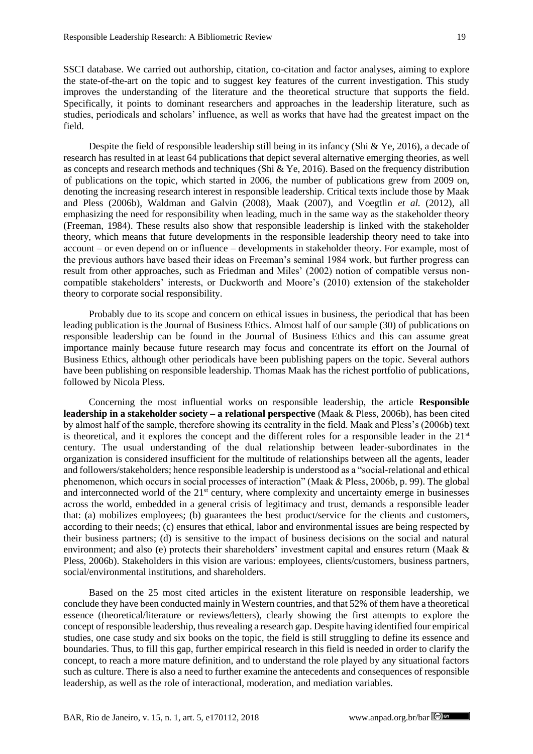SSCI database. We carried out authorship, citation, co-citation and factor analyses, aiming to explore the state-of-the-art on the topic and to suggest key features of the current investigation. This study improves the understanding of the literature and the theoretical structure that supports the field. Specifically, it points to dominant researchers and approaches in the leadership literature, such as studies, periodicals and scholars' influence, as well as works that have had the greatest impact on the field.

Despite the field of responsible leadership still being in its infancy (Shi & Ye, 2016), a decade of research has resulted in at least 64 publications that depict several alternative emerging theories, as well as concepts and research methods and techniques (Shi & Ye, 2016). Based on the frequency distribution of publications on the topic, which started in 2006, the number of publications grew from 2009 on, denoting the increasing research interest in responsible leadership. Critical texts include those by Maak and Pless (2006b), Waldman and Galvin (2008), Maak (2007), and Voegtlin *et al.* (2012), all emphasizing the need for responsibility when leading, much in the same way as the stakeholder theory (Freeman, 1984). These results also show that responsible leadership is linked with the stakeholder theory, which means that future developments in the responsible leadership theory need to take into account – or even depend on or influence – developments in stakeholder theory. For example, most of the previous authors have based their ideas on Freeman's seminal 1984 work, but further progress can result from other approaches, such as Friedman and Miles' (2002) notion of compatible versus non-compatible stakeholders' interests, or Duckworth and Moore's (2010) extension of the stakeholder theory to corporate social responsibility.

Probably due to its scope and concern on ethical issues in business, the periodical that has been leading publication is the Journal of Business Ethics. Almost half of our sample (30) of publications on responsible leadership can be found in the Journal of Business Ethics and this can assume great importance mainly because future research may focus and concentrate its effort on the Journal of Business Ethics, although other periodicals have been publishing papers on the topic. Several authors have been publishing on responsible leadership. Thomas Maak has the richest portfolio of publications, followed by Nicola Pless.

Concerning the most influential works on responsible leadership, the article **Responsible leadership in a stakeholder society – a relational perspective** (Maak & Pless, 2006b), has been cited by almost half of the sample, therefore showing its centrality in the field. Maak and Pless's (2006b) text is theoretical, and it explores the concept and the different roles for a responsible leader in the 21st century. The usual understanding of the dual relationship between leader-subordinates in the organization is considered insufficient for the multitude of relationships between all the agents, leader and followers/stakeholders; hence responsible leadership is understood as a "social-relational and ethical phenomenon, which occurs in social processes of interaction" (Maak & Pless, 2006b, p. 99). The global and interconnected world of the 21st century, where complexity and uncertainty emerge in businesses across the world, embedded in a general crisis of legitimacy and trust, demands a responsible leader that: (a) mobilizes employees; (b) guarantees the best product/service for the clients and customers, according to their needs; (c) ensures that ethical, labor and environmental issues are being respected by their business partners; (d) is sensitive to the impact of business decisions on the social and natural environment; and also (e) protects their shareholders' investment capital and ensures return (Maak & Pless, 2006b). Stakeholders in this vision are various: employees, clients/customers, business partners, social/environmental institutions, and shareholders.

Based on the 25 most cited articles in the existent literature on responsible leadership, we conclude they have been conducted mainly in Western countries, and that 52% of them have a theoretical essence (theoretical/literature or reviews/letters), clearly showing the first attempts to explore the concept of responsible leadership, thus revealing a research gap. Despite having identified four empirical studies, one case study and six books on the topic, the field is still struggling to define its essence and boundaries. Thus, to fill this gap, further empirical research in this field is needed in order to clarify the concept, to reach a more mature definition, and to understand the role played by any situational factors such as culture. There is also a need to further examine the antecedents and consequences of responsible leadership, as well as the role of interactional, moderation, and mediation variables.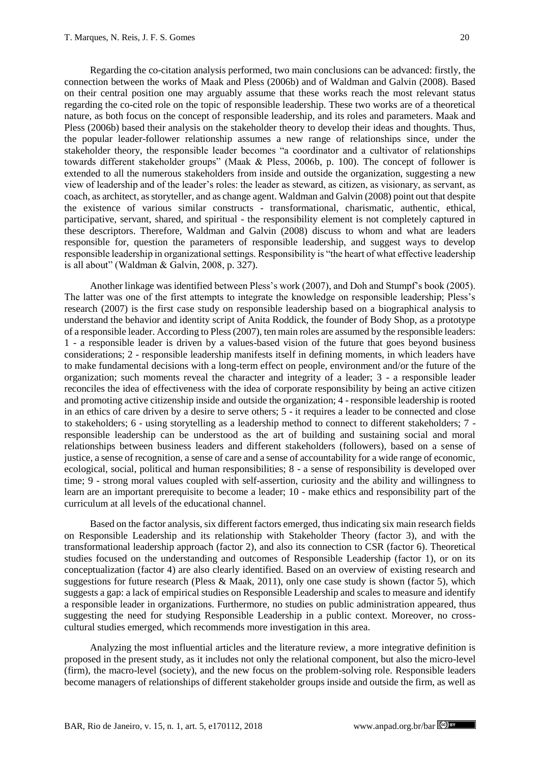Regarding the co-citation analysis performed, two main conclusions can be advanced: firstly, the connection between the works of Maak and Pless (2006b) and of Waldman and Galvin (2008). Based on their central position one may arguably assume that these works reach the most relevant status regarding the co-cited role on the topic of responsible leadership. These two works are of a theoretical nature, as both focus on the concept of responsible leadership, and its roles and parameters. Maak and Pless (2006b) based their analysis on the stakeholder theory to develop their ideas and thoughts. Thus, the popular leader-follower relationship assumes a new range of relationships since, under the stakeholder theory, the responsible leader becomes "a coordinator and a cultivator of relationships towards different stakeholder groups" (Maak & Pless, 2006b, p. 100). The concept of follower is extended to all the numerous stakeholders from inside and outside the organization, suggesting a new view of leadership and of the leader's roles: the leader as steward, as citizen, as visionary, as servant, as coach, as architect, as storyteller, and as change agent. Waldman and Galvin (2008) point out that despite the existence of various similar constructs - transformational, charismatic, authentic, ethical, participative, servant, shared, and spiritual - the responsibility element is not completely captured in these descriptors. Therefore, Waldman and Galvin (2008) discuss to whom and what are leaders responsible for, question the parameters of responsible leadership, and suggest ways to develop responsible leadership in organizational settings. Responsibility is "the heart of what effective leadership is all about" (Waldman & Galvin, 2008, p. 327).

Another linkage was identified between Pless's work (2007), and Doh and Stumpf's book (2005). The latter was one of the first attempts to integrate the knowledge on responsible leadership; Pless's research (2007) is the first case study on responsible leadership based on a biographical analysis to understand the behavior and identity script of Anita Roddick, the founder of Body Shop, as a prototype of a responsible leader. According to Pless (2007), ten main roles are assumed by the responsible leaders: 1 - a responsible leader is driven by a values-based vision of the future that goes beyond business considerations; 2 - responsible leadership manifests itself in defining moments, in which leaders have to make fundamental decisions with a long-term effect on people, environment and/or the future of the organization; such moments reveal the character and integrity of a leader; 3 - a responsible leader reconciles the idea of effectiveness with the idea of corporate responsibility by being an active citizen and promoting active citizenship inside and outside the organization; 4 - responsible leadership is rooted in an ethics of care driven by a desire to serve others; 5 - it requires a leader to be connected and close to stakeholders; 6 - using storytelling as a leadership method to connect to different stakeholders; 7 - responsible leadership can be understood as the art of building and sustaining social and moral relationships between business leaders and different stakeholders (followers), based on a sense of justice, a sense of recognition, a sense of care and a sense of accountability for a wide range of economic, ecological, social, political and human responsibilities; 8 - a sense of responsibility is developed over time; 9 - strong moral values coupled with self-assertion, curiosity and the ability and willingness to learn are an important prerequisite to become a leader; 10 - make ethics and responsibility part of the curriculum at all levels of the educational channel.

Based on the factor analysis, six different factors emerged, thus indicating six main research fields on Responsible Leadership and its relationship with Stakeholder Theory (factor 3), and with the transformational leadership approach (factor 2), and also its connection to CSR (factor 6). Theoretical studies focused on the understanding and outcomes of Responsible Leadership (factor 1), or on its conceptualization (factor 4) are also clearly identified. Based on an overview of existing research and suggestions for future research (Pless & Maak, 2011), only one case study is shown (factor 5), which suggests a gap: a lack of empirical studies on Responsible Leadership and scales to measure and identify a responsible leader in organizations. Furthermore, no studies on public administration appeared, thus suggesting the need for studying Responsible Leadership in a public context. Moreover, no cross-cultural studies emerged, which recommends more investigation in this area.

Analyzing the most influential articles and the literature review, a more integrative definition is proposed in the present study, as it includes not only the relational component, but also the micro-level (firm), the macro-level (society), and the new focus on the problem-solving role. Responsible leaders become managers of relationships of different stakeholder groups inside and outside the firm, as well as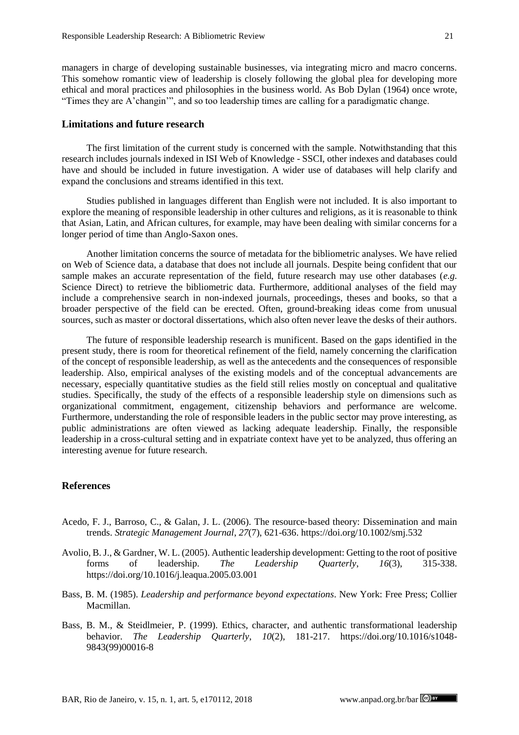managers in charge of developing sustainable businesses, via integrating micro and macro concerns. This somehow romantic view of leadership is closely following the global plea for developing more ethical and moral practices and philosophies in the business world. As Bob Dylan (1964) once wrote, "Times they are A'changin'", and so too leadership times are calling for a paradigmatic change.

## Limitations and future research

The first limitation of the current study is concerned with the sample. Notwithstanding that this research includes journals indexed in ISI Web of Knowledge - SSCI, other indexes and databases could have and should be included in future investigation. A wider use of databases will help clarify and expand the conclusions and streams identified in this text.

Studies published in languages different than English were not included. It is also important to explore the meaning of responsible leadership in other cultures and religions, as it is reasonable to think that Asian, Latin, and African cultures, for example, may have been dealing with similar concerns for a longer period of time than Anglo-Saxon ones.

Another limitation concerns the source of metadata for the bibliometric analyses. We have relied on Web of Science data, a database that does not include all journals. Despite being confident that our sample makes an accurate representation of the field, future research may use other databases (*e.g.* Science Direct) to retrieve the bibliometric data. Furthermore, additional analyses of the field may include a comprehensive search in non-indexed journals, proceedings, theses and books, so that a broader perspective of the field can be erected. Often, ground-breaking ideas come from unusual sources, such as master or doctoral dissertations, which also often never leave the desks of their authors.

The future of responsible leadership research is munificent. Based on the gaps identified in the present study, there is room for theoretical refinement of the field, namely concerning the clarification of the concept of responsible leadership, as well as the antecedents and the consequences of responsible leadership. Also, empirical analyses of the existing models and of the conceptual advancements are necessary, especially quantitative studies as the field still relies mostly on conceptual and qualitative studies. Specifically, the study of the effects of a responsible leadership style on dimensions such as organizational commitment, engagement, citizenship behaviors and performance are welcome. Furthermore, understanding the role of responsible leaders in the public sector may prove interesting, as public administrations are often viewed as lacking adequate leadership. Finally, the responsible leadership in a cross-cultural setting and in expatriate context have yet to be analyzed, thus offering an interesting avenue for future research.

## References

Acedo, F. J., Barroso, C., & Galan, J. L. (2006). The resource-based theory: Dissemination and main trends. *Strategic Management Journal*, *27*(7), 621-636. https://doi.org/10.1002/smj.532

Avolio, B. J., & Gardner, W. L. (2005). Authentic leadership development: Getting to the root of positive forms of leadership. *The Leadership Quarterly*, *16*(3), 315-338. https://doi.org/10.1016/j.leaqua.2005.03.001

Bass, B. M. (1985). *Leadership and performance beyond expectations*. New York: Free Press; Collier Macmillan.

Bass, B. M., & Steidlmeier, P. (1999). Ethics, character, and authentic transformational leadership behavior. *The Leadership Quarterly*, *10*(2), 181-217. https://doi.org/10.1016/s1048-9843(99)00016-8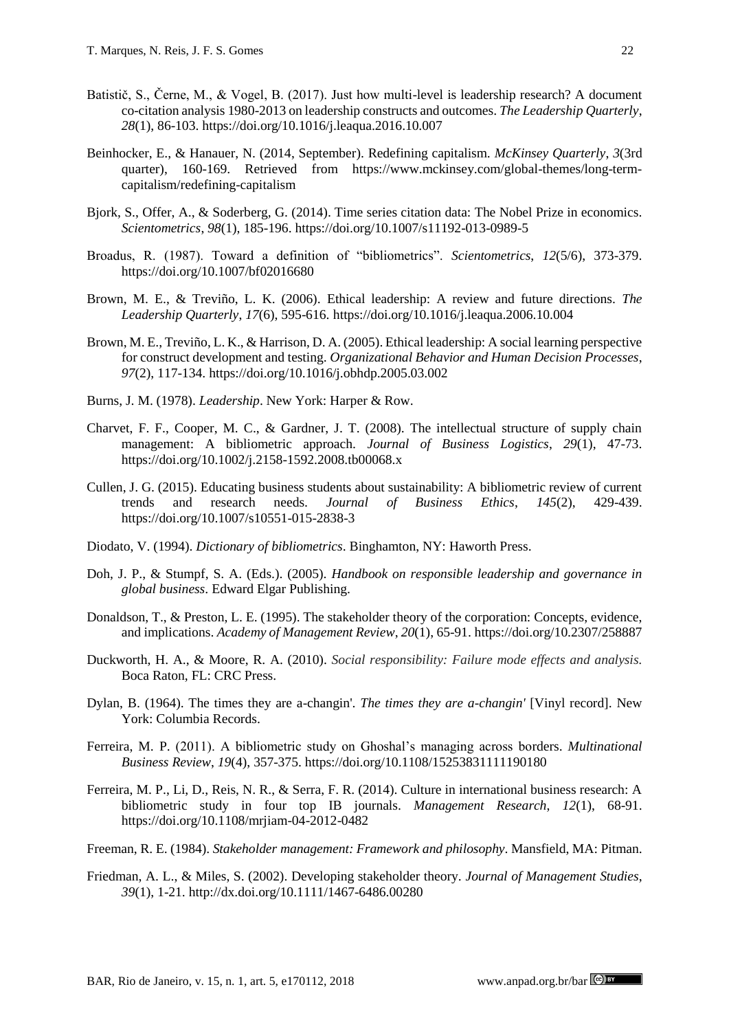Batistič, S., Černe, M., & Vogel, B. (2017). Just how multi-level is leadership research? A document co-citation analysis 1980-2013 on leadership constructs and outcomes. *The Leadership Quarterly*, *28*(1), 86-103. https://doi.org/10.1016/j.leaqua.2016.10.007

Beinhocker, E., & Hanauer, N. (2014, September). Redefining capitalism. *McKinsey Quarterly*, *3*(3rd quarter), 160-169. Retrieved from https://www.mckinsey.com/global-themes/long-term-capitalism/redefining-capitalism

Bjork, S., Offer, A., & Soderberg, G. (2014). Time series citation data: The Nobel Prize in economics. *Scientometrics*, *98*(1), 185-196. https://doi.org/10.1007/s11192-013-0989-5

Broadus, R. (1987). Toward a definition of "bibliometrics". *Scientometrics*, *12*(5/6), 373-379. https://doi.org/10.1007/bf02016680

Brown, M. E., & Treviño, L. K. (2006). Ethical leadership: A review and future directions. *The Leadership Quarterly*, *17*(6), 595-616. https://doi.org/10.1016/j.leaqua.2006.10.004

Brown, M. E., Treviño, L. K., & Harrison, D. A. (2005). Ethical leadership: A social learning perspective for construct development and testing. *Organizational Behavior and Human Decision Processes*, *97*(2), 117-134. https://doi.org/10.1016/j.obhdp.2005.03.002

Burns, J. M. (1978). *Leadership*. New York: Harper & Row.

Charvet, F. F., Cooper, M. C., & Gardner, J. T. (2008). The intellectual structure of supply chain management: A bibliometric approach. *Journal of Business Logistics*, *29*(1), 47-73. https://doi.org/10.1002/j.2158-1592.2008.tb00068.x

Cullen, J. G. (2015). Educating business students about sustainability: A bibliometric review of current trends and research needs. *Journal of Business Ethics*, *145*(2), 429-439. https://doi.org/10.1007/s10551-015-2838-3

Diodato, V. (1994). *Dictionary of bibliometrics*. Binghamton, NY: Haworth Press.

Doh, J. P., & Stumpf, S. A. (Eds.). (2005). *Handbook on responsible leadership and governance in global business*. Edward Elgar Publishing.

Donaldson, T., & Preston, L. E. (1995). The stakeholder theory of the corporation: Concepts, evidence, and implications. *Academy of Management Review*, *20*(1), 65-91. https://doi.org/10.2307/258887

Duckworth, H. A., & Moore, R. A. (2010). *Social responsibility: Failure mode effects and analysis.* Boca Raton, FL: CRC Press.

Dylan, B. (1964). The times they are a-changin'. *The times they are a-changin'* [Vinyl record]. New York: Columbia Records.

Ferreira, M. P. (2011). A bibliometric study on Ghoshal's managing across borders. *Multinational Business Review*, *19*(4), 357-375. https://doi.org/10.1108/15253831111190180

Ferreira, M. P., Li, D., Reis, N. R., & Serra, F. R. (2014). Culture in international business research: A bibliometric study in four top IB journals. *Management Research*, *12*(1), 68-91. https://doi.org/10.1108/mrjiam-04-2012-0482

Freeman, R. E. (1984). *Stakeholder management: Framework and philosophy*. Mansfield, MA: Pitman.

Friedman, A. L., & Miles, S. (2002). Developing stakeholder theory. *Journal of Management Studies*, *39*(1), 1-21. http://dx.doi.org/10.1111/1467-6486.00280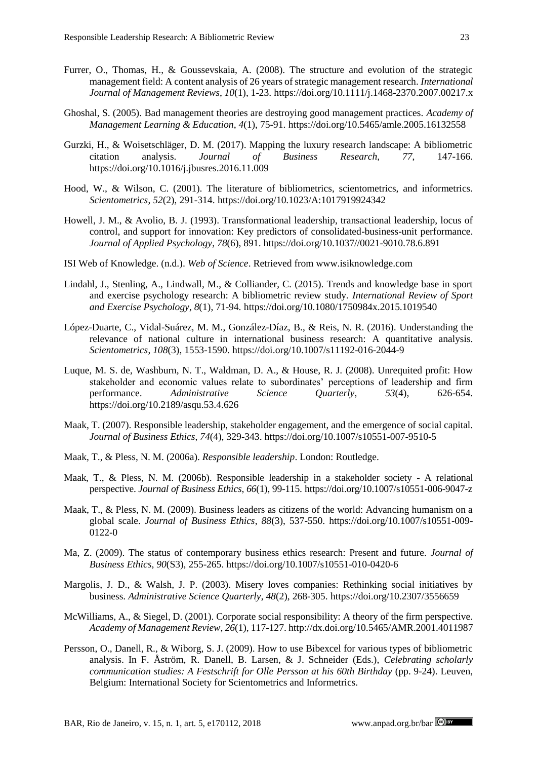Furrer, O., Thomas, H., & Goussevskaia, A. (2008). The structure and evolution of the strategic management field: A content analysis of 26 years of strategic management research. *International Journal of Management Reviews*, *10*(1), 1-23. https://doi.org/10.1111/j.1468-2370.2007.00217.x

Ghoshal, S. (2005). Bad management theories are destroying good management practices. *Academy of Management Learning & Education*, *4*(1), 75-91. https://doi.org/10.5465/amle.2005.16132558

Gurzki, H., & Woisetschläger, D. M. (2017). Mapping the luxury research landscape: A bibliometric citation analysis. *Journal of Business Research*, *77*, 147-166. https://doi.org/10.1016/j.jbusres.2016.11.009

Hood, W., & Wilson, C. (2001). The literature of bibliometrics, scientometrics, and informetrics. *Scientometrics*, *52*(2), 291-314. https://doi.org/10.1023/A:1017919924342

Howell, J. M., & Avolio, B. J. (1993). Transformational leadership, transactional leadership, locus of control, and support for innovation: Key predictors of consolidated-business-unit performance. *Journal of Applied Psychology*, *78*(6), 891. https://doi.org/10.1037//0021-9010.78.6.891

ISI Web of Knowledge. (n.d.). *Web of Science*. Retrieved from www.isiknowledge.com

Lindahl, J., Stenling, A., Lindwall, M., & Colliander, C. (2015). Trends and knowledge base in sport and exercise psychology research: A bibliometric review study. *International Review of Sport and Exercise Psychology*, *8*(1), 71-94. https://doi.org/10.1080/1750984x.2015.1019540

López-Duarte, C., Vidal-Suárez, M. M., González-Díaz, B., & Reis, N. R. (2016). Understanding the relevance of national culture in international business research: A quantitative analysis. *Scientometrics*, *108*(3), 1553-1590. https://doi.org/10.1007/s11192-016-2044-9

Luque, M. S. de, Washburn, N. T., Waldman, D. A., & House, R. J. (2008). Unrequited profit: How stakeholder and economic values relate to subordinates' perceptions of leadership and firm performance. *Administrative Science Quarterly*, *53*(4), 626-654. https://doi.org/10.2189/asqu.53.4.626

Maak, T. (2007). Responsible leadership, stakeholder engagement, and the emergence of social capital. *Journal of Business Ethics*, *74*(4), 329-343. https://doi.org/10.1007/s10551-007-9510-5

Maak, T., & Pless, N. M. (2006a). *Responsible leadership*. London: Routledge.

Maak, T., & Pless, N. M. (2006b). Responsible leadership in a stakeholder society - A relational perspective. *Journal of Business Ethics*, *66*(1), 99-115. https://doi.org/10.1007/s10551-006-9047-z

Maak, T., & Pless, N. M. (2009). Business leaders as citizens of the world: Advancing humanism on a global scale. *Journal of Business Ethics*, *88*(3), 537-550. https://doi.org/10.1007/s10551-009-0122-0

Ma, Z. (2009). The status of contemporary business ethics research: Present and future. *Journal of Business Ethics*, *90*(S3), 255-265. https://doi.org/10.1007/s10551-010-0420-6

Margolis, J. D., & Walsh, J. P. (2003). Misery loves companies: Rethinking social initiatives by business. *Administrative Science Quarterly*, *48*(2), 268-305. https://doi.org/10.2307/3556659

McWilliams, A., & Siegel, D. (2001). Corporate social responsibility: A theory of the firm perspective. *Academy of Management Review*, *26*(1), 117-127. http://dx.doi.org/10.5465/AMR.2001.4011987

Persson, O., Danell, R., & Wiborg, S. J. (2009). How to use Bibexcel for various types of bibliometric analysis. In F. Åström, R. Danell, B. Larsen, & J. Schneider (Eds.), *Celebrating scholarly communication studies: A Festschrift for Olle Persson at his 60th Birthday* (pp. 9-24). Leuven, Belgium: International Society for Scientometrics and Informetrics.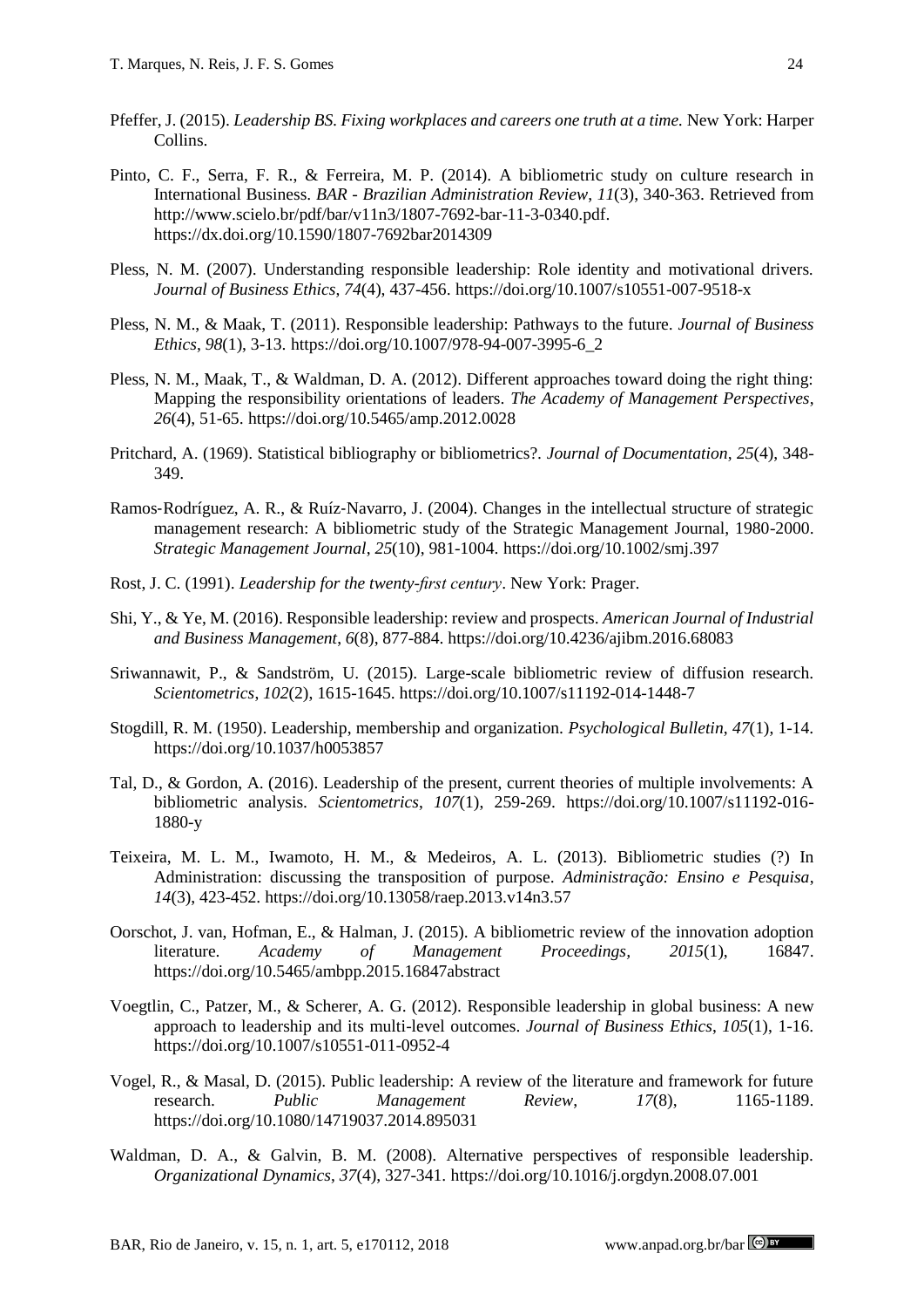Pfeffer, J. (2015). *Leadership BS. Fixing workplaces and careers one truth at a time.* New York: Harper Collins.

Pinto, C. F., Serra, F. R., & Ferreira, M. P. (2014). A bibliometric study on culture research in International Business. *BAR - Brazilian Administration Review*, *11*(3), 340-363. Retrieved from http://www.scielo.br/pdf/bar/v11n3/1807-7692-bar-11-3-0340.pdf. https://dx.doi.org/10.1590/1807-7692bar2014309

Pless, N. M. (2007). Understanding responsible leadership: Role identity and motivational drivers. *Journal of Business Ethics*, *74*(4), 437-456. https://doi.org/10.1007/s10551-007-9518-x

Pless, N. M., & Maak, T. (2011). Responsible leadership: Pathways to the future. *Journal of Business Ethics*, *98*(1), 3-13. https://doi.org/10.1007/978-94-007-3995-6_2

Pless, N. M., Maak, T., & Waldman, D. A. (2012). Different approaches toward doing the right thing: Mapping the responsibility orientations of leaders. *The Academy of Management Perspectives*, *26*(4), 51-65. https://doi.org/10.5465/amp.2012.0028

Pritchard, A. (1969). Statistical bibliography or bibliometrics?. *Journal of Documentation*, *25*(4), 348-349.

Ramos‐Rodríguez, A. R., & Ruíz‐Navarro, J. (2004). Changes in the intellectual structure of strategic management research: A bibliometric study of the Strategic Management Journal, 1980-2000. *Strategic Management Journal*, *25*(10), 981-1004. https://doi.org/10.1002/smj.397

Rost, J. C. (1991). *Leadership for the twenty-first century*. New York: Prager.

Shi, Y., & Ye, M. (2016). Responsible leadership: review and prospects. *American Journal of Industrial and Business Management*, *6*(8), 877-884. https://doi.org/10.4236/ajibm.2016.68083

Sriwannawit, P., & Sandström, U. (2015). Large-scale bibliometric review of diffusion research. *Scientometrics*, *102*(2), 1615-1645. https://doi.org/10.1007/s11192-014-1448-7

Stogdill, R. M. (1950). Leadership, membership and organization. *Psychological Bulletin*, *47*(1), 1-14. https://doi.org/10.1037/h0053857

Tal, D., & Gordon, A. (2016). Leadership of the present, current theories of multiple involvements: A bibliometric analysis. *Scientometrics*, *107*(1), 259-269. https://doi.org/10.1007/s11192-016-1880-y

Teixeira, M. L. M., Iwamoto, H. M., & Medeiros, A. L. (2013). Bibliometric studies (?) In Administration: discussing the transposition of purpose. *Administração: Ensino e Pesquisa*, *14*(3), 423-452. https://doi.org/10.13058/raep.2013.v14n3.57

Oorschot, J. van, Hofman, E., & Halman, J. (2015). A bibliometric review of the innovation adoption literature. *Academy of Management Proceedings*, *2015*(1), 16847. https://doi.org/10.5465/ambpp.2015.16847abstract

Voegtlin, C., Patzer, M., & Scherer, A. G. (2012). Responsible leadership in global business: A new approach to leadership and its multi-level outcomes. *Journal of Business Ethics*, *105*(1), 1-16. https://doi.org/10.1007/s10551-011-0952-4

Vogel, R., & Masal, D. (2015). Public leadership: A review of the literature and framework for future research. *Public Management Review*, *17*(8), 1165-1189. https://doi.org/10.1080/14719037.2014.895031

Waldman, D. A., & Galvin, B. M. (2008). Alternative perspectives of responsible leadership. *Organizational Dynamics*, *37*(4), 327-341. https://doi.org/10.1016/j.orgdyn.2008.07.001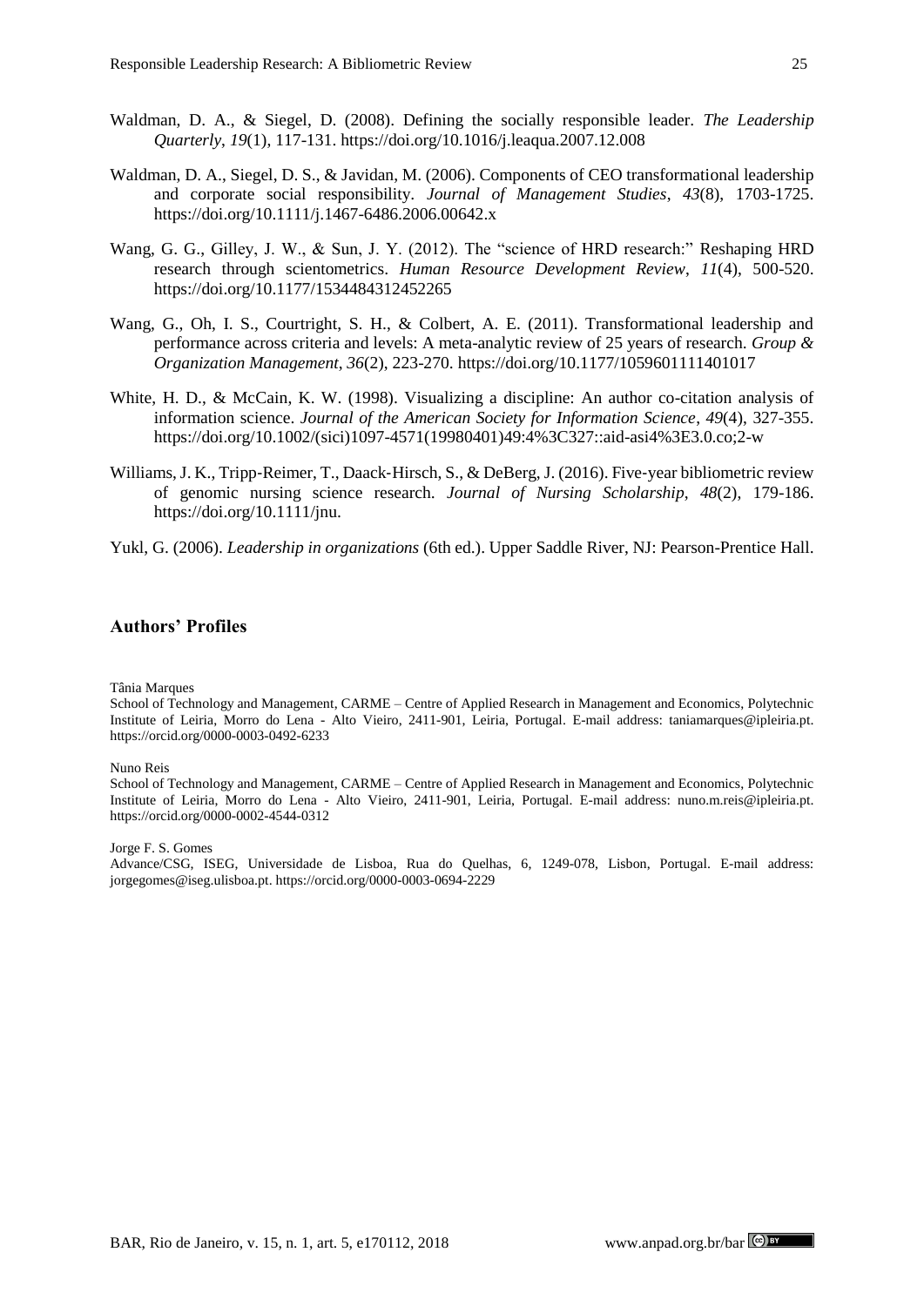Waldman, D. A., & Siegel, D. (2008). Defining the socially responsible leader. *The Leadership Quarterly*, *19*(1), 117-131. https://doi.org/10.1016/j.leaqua.2007.12.008

Waldman, D. A., Siegel, D. S., & Javidan, M. (2006). Components of CEO transformational leadership and corporate social responsibility. *Journal of Management Studies*, *43*(8), 1703-1725. https://doi.org/10.1111/j.1467-6486.2006.00642.x

Wang, G. G., Gilley, J. W., & Sun, J. Y. (2012). The "science of HRD research:" Reshaping HRD research through scientometrics. *Human Resource Development Review*, *11*(4), 500-520. https://doi.org/10.1177/1534484312452265

Wang, G., Oh, I. S., Courtright, S. H., & Colbert, A. E. (2011). Transformational leadership and performance across criteria and levels: A meta-analytic review of 25 years of research. *Group & Organization Management*, *36*(2), 223-270. https://doi.org/10.1177/1059601111401017

White, H. D., & McCain, K. W. (1998). Visualizing a discipline: An author co-citation analysis of information science. *Journal of the American Society for Information Science*, *49*(4), 327-355. https://doi.org/10.1002/(sici)1097-4571(19980401)49:4%3C327::aid-asi4%3E3.0.co;2-w

Williams, J. K., Tripp‐Reimer, T., Daack‐Hirsch, S., & DeBerg, J. (2016). Five‐year bibliometric review of genomic nursing science research. *Journal of Nursing Scholarship*, *48*(2), 179-186. https://doi.org/10.1111/jnu.

Yukl, G. (2006). *Leadership in organizations* (6th ed.). Upper Saddle River, NJ: Pearson-Prentice Hall.

## Authors' Profiles

Tânia Marques

School of Technology and Management, CARME – Centre of Applied Research in Management and Economics, Polytechnic Institute of Leiria, Morro do Lena - Alto Vieiro, 2411-901, Leiria, Portugal. E-mail address: taniamarques@ipleiria.pt. https://orcid.org/0000-0003-0492-6233

Nuno Reis

School of Technology and Management, CARME – Centre of Applied Research in Management and Economics, Polytechnic Institute of Leiria, Morro do Lena - Alto Vieiro, 2411-901, Leiria, Portugal. E-mail address: nuno.m.reis@ipleiria.pt. https://orcid.org/0000-0002-4544-0312

Jorge F. S. Gomes

Advance/CSG, ISEG, Universidade de Lisboa, Rua do Quelhas, 6, 1249-078, Lisbon, Portugal. E-mail address: jorgegomes@iseg.ulisboa.pt. https://orcid.org/0000-0003-0694-2229